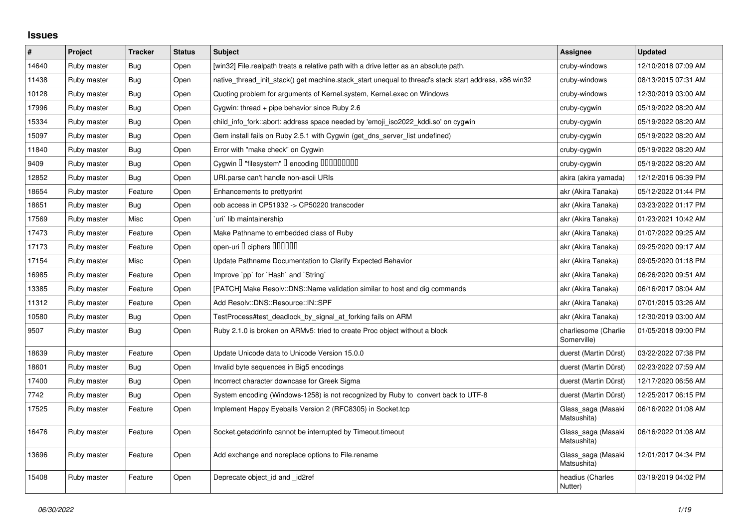## Issues

| # | Project | Tracker | Status | Subject | Assignee | Updated |
|---|---|---|---|---|---|---|
| 14640 | Ruby master | Bug | Open | [win32] File.realpath treats a relative path with a drive letter as an absolute path. | cruby-windows | 12/10/2018 07:09 AM |
| 11438 | Ruby master | Bug | Open | native_thread_init_stack() get machine.stack_start unequal to thread's stack start address, x86 win32 | cruby-windows | 08/13/2015 07:31 AM |
| 10128 | Ruby master | Bug | Open | Quoting problem for arguments of Kernel.system, Kernel.exec on Windows | cruby-windows | 12/30/2019 03:00 AM |
| 17996 | Ruby master | Bug | Open | Cygwin: thread + pipe behavior since Ruby 2.6 | cruby-cygwin | 05/19/2022 08:20 AM |
| 15334 | Ruby master | Bug | Open | child_info_fork::abort: address space needed by 'emoji_iso2022_kddi.so' on cygwin | cruby-cygwin | 05/19/2022 08:20 AM |
| 15097 | Ruby master | Bug | Open | Gem install fails on Ruby 2.5.1 with Cygwin (get_dns_server_list undefined) | cruby-cygwin | 05/19/2022 08:20 AM |
| 11840 | Ruby master | Bug | Open | Error with "make check" on Cygwin | cruby-cygwin | 05/19/2022 08:20 AM |
| 9409 | Ruby master | Bug | Open | Cygwin  "filesystem"  encoding | cruby-cygwin | 05/19/2022 08:20 AM |
| 12852 | Ruby master | Bug | Open | URI.parse can't handle non-ascii URIs | akira (akira yamada) | 12/12/2016 06:39 PM |
| 18654 | Ruby master | Feature | Open | Enhancements to prettyprint | akr (Akira Tanaka) | 05/12/2022 01:44 PM |
| 18651 | Ruby master | Bug | Open | oob access in CP51932 -> CP50220 transcoder | akr (Akira Tanaka) | 03/23/2022 01:17 PM |
| 17569 | Ruby master | Misc | Open | `uri` lib maintainership | akr (Akira Tanaka) | 01/23/2021 10:42 AM |
| 17473 | Ruby master | Feature | Open | Make Pathname to embedded class of Ruby | akr (Akira Tanaka) | 01/07/2022 09:25 AM |
| 17173 | Ruby master | Feature | Open | open-uri  ciphers | akr (Akira Tanaka) | 09/25/2020 09:17 AM |
| 17154 | Ruby master | Misc | Open | Update Pathname Documentation to Clarify Expected Behavior | akr (Akira Tanaka) | 09/05/2020 01:18 PM |
| 16985 | Ruby master | Feature | Open | Improve `pp` for `Hash` and `String` | akr (Akira Tanaka) | 06/26/2020 09:51 AM |
| 13385 | Ruby master | Feature | Open | [PATCH] Make Resolv::DNS::Name validation similar to host and dig commands | akr (Akira Tanaka) | 06/16/2017 08:04 AM |
| 11312 | Ruby master | Feature | Open | Add Resolv::DNS::Resource::IN::SPF | akr (Akira Tanaka) | 07/01/2015 03:26 AM |
| 10580 | Ruby master | Bug | Open | TestProcess#test_deadlock_by_signal_at_forking fails on ARM | akr (Akira Tanaka) | 12/30/2019 03:00 AM |
| 9507 | Ruby master | Bug | Open | Ruby 2.1.0 is broken on ARMv5: tried to create Proc object without a block | charliesome (Charlie Somerville) | 01/05/2018 09:00 PM |
| 18639 | Ruby master | Feature | Open | Update Unicode data to Unicode Version 15.0.0 | duerst (Martin Dürst) | 03/22/2022 07:38 PM |
| 18601 | Ruby master | Bug | Open | Invalid byte sequences in Big5 encodings | duerst (Martin Dürst) | 02/23/2022 07:59 AM |
| 17400 | Ruby master | Bug | Open | Incorrect character downcase for Greek Sigma | duerst (Martin Dürst) | 12/17/2020 06:56 AM |
| 7742 | Ruby master | Bug | Open | System encoding (Windows-1258) is not recognized by Ruby to convert back to UTF-8 | duerst (Martin Dürst) | 12/25/2017 06:15 PM |
| 17525 | Ruby master | Feature | Open | Implement Happy Eyeballs Version 2 (RFC8305) in Socket.tcp | Glass_saga (Masaki Matsushita) | 06/16/2022 01:08 AM |
| 16476 | Ruby master | Feature | Open | Socket.getaddrinfo cannot be interrupted by Timeout.timeout | Glass_saga (Masaki Matsushita) | 06/16/2022 01:08 AM |
| 13696 | Ruby master | Feature | Open | Add exchange and noreplace options to File.rename | Glass_saga (Masaki Matsushita) | 12/01/2017 04:34 PM |
| 15408 | Ruby master | Feature | Open | Deprecate object_id and _id2ref | headius (Charles Nutter) | 03/19/2019 04:02 PM |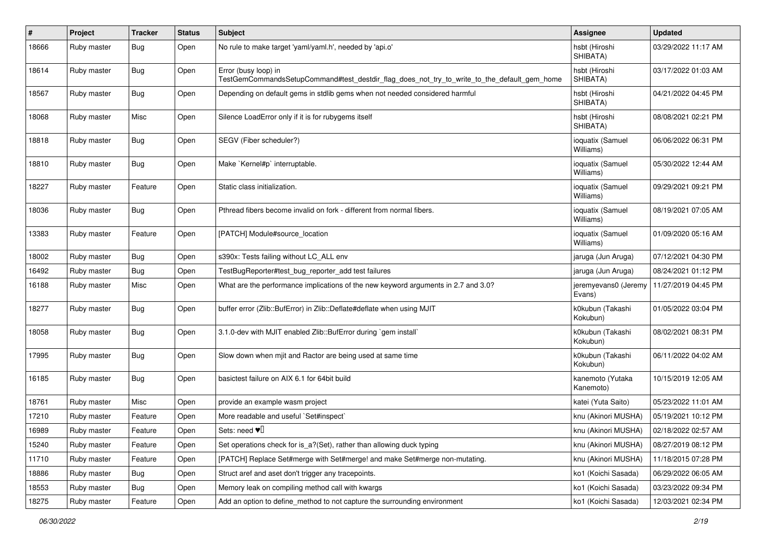| # | Project | Tracker | Status | Subject | Assignee | Updated |
|---|---|---|---|---|---|---|
| 18666 | Ruby master | Bug | Open | No rule to make target 'yaml/yaml.h', needed by 'api.o' | hsbt (Hiroshi SHIBATA) | 03/29/2022 11:17 AM |
| 18614 | Ruby master | Bug | Open | Error (busy loop) in TestGemCommandsSetupCommand#test_destdir_flag_does_not_try_to_write_to_the_default_gem_home | hsbt (Hiroshi SHIBATA) | 03/17/2022 01:03 AM |
| 18567 | Ruby master | Bug | Open | Depending on default gems in stdlib gems when not needed considered harmful | hsbt (Hiroshi SHIBATA) | 04/21/2022 04:45 PM |
| 18068 | Ruby master | Misc | Open | Silence LoadError only if it is for rubygems itself | hsbt (Hiroshi SHIBATA) | 08/08/2021 02:21 PM |
| 18818 | Ruby master | Bug | Open | SEGV (Fiber scheduler?) | ioquatix (Samuel Williams) | 06/06/2022 06:31 PM |
| 18810 | Ruby master | Bug | Open | Make `Kernel#p` interruptable. | ioquatix (Samuel Williams) | 05/30/2022 12:44 AM |
| 18227 | Ruby master | Feature | Open | Static class initialization. | ioquatix (Samuel Williams) | 09/29/2021 09:21 PM |
| 18036 | Ruby master | Bug | Open | Pthread fibers become invalid on fork - different from normal fibers. | ioquatix (Samuel Williams) | 08/19/2021 07:05 AM |
| 13383 | Ruby master | Feature | Open | [PATCH] Module#source_location | ioquatix (Samuel Williams) | 01/09/2020 05:16 AM |
| 18002 | Ruby master | Bug | Open | s390x: Tests failing without LC_ALL env | jaruga (Jun Aruga) | 07/12/2021 04:30 PM |
| 16492 | Ruby master | Bug | Open | TestBugReporter#test_bug_reporter_add test failures | jaruga (Jun Aruga) | 08/24/2021 01:12 PM |
| 16188 | Ruby master | Misc | Open | What are the performance implications of the new keyword arguments in 2.7 and 3.0? | jeremyevans0 (Jeremy Evans) | 11/27/2019 04:45 PM |
| 18277 | Ruby master | Bug | Open | buffer error (Zlib::BufError) in Zlib::Deflate#deflate when using MJIT | k0kubun (Takashi Kokubun) | 01/05/2022 03:04 PM |
| 18058 | Ruby master | Bug | Open | 3.1.0-dev with MJIT enabled Zlib::BufError during `gem install` | k0kubun (Takashi Kokubun) | 08/02/2021 08:31 PM |
| 17995 | Ruby master | Bug | Open | Slow down when mjit and Ractor are being used at same time | k0kubun (Takashi Kokubun) | 06/11/2022 04:02 AM |
| 16185 | Ruby master | Bug | Open | basictest failure on AIX 6.1 for 64bit build | kanemoto (Yutaka Kanemoto) | 10/15/2019 12:05 AM |
| 18761 | Ruby master | Misc | Open | provide an example wasm project | katei (Yuta Saito) | 05/23/2022 11:01 AM |
| 17210 | Ruby master | Feature | Open | More readable and useful `Set#inspect` | knu (Akinori MUSHA) | 05/19/2021 10:12 PM |
| 16989 | Ruby master | Feature | Open | Sets: need ♥️ | knu (Akinori MUSHA) | 02/18/2022 02:57 AM |
| 15240 | Ruby master | Feature | Open | Set operations check for is_a?(Set), rather than allowing duck typing | knu (Akinori MUSHA) | 08/27/2019 08:12 PM |
| 11710 | Ruby master | Feature | Open | [PATCH] Replace Set#merge with Set#merge! and make Set#merge non-mutating. | knu (Akinori MUSHA) | 11/18/2015 07:28 PM |
| 18886 | Ruby master | Bug | Open | Struct aref and aset don't trigger any tracepoints. | ko1 (Koichi Sasada) | 06/29/2022 06:05 AM |
| 18553 | Ruby master | Bug | Open | Memory leak on compiling method call with kwargs | ko1 (Koichi Sasada) | 03/23/2022 09:34 PM |
| 18275 | Ruby master | Feature | Open | Add an option to define_method to not capture the surrounding environment | ko1 (Koichi Sasada) | 12/03/2021 02:34 PM |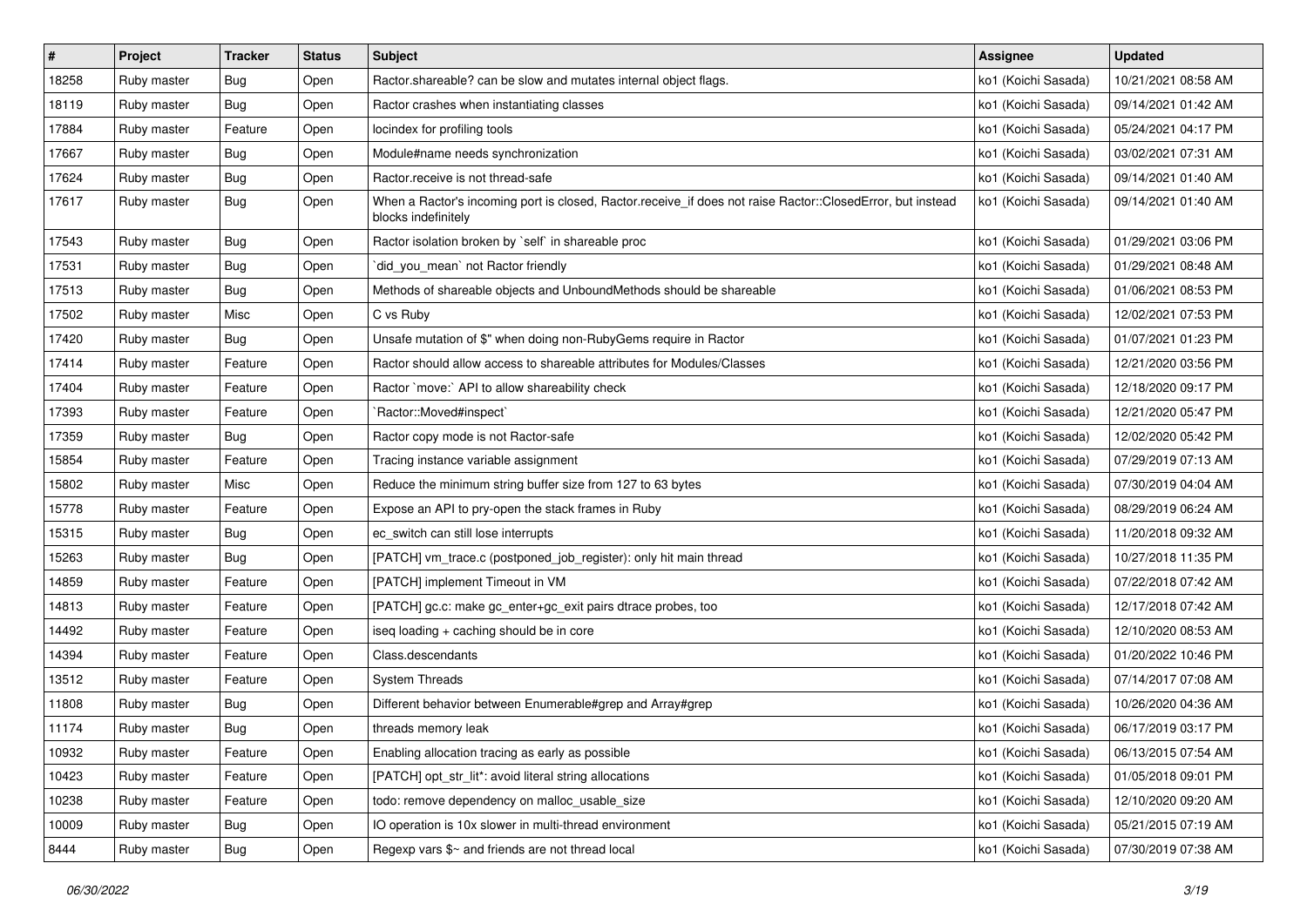| # | Project | Tracker | Status | Subject | Assignee | Updated |
|---|---|---|---|---|---|---|
| 18258 | Ruby master | Bug | Open | Ractor.shareable? can be slow and mutates internal object flags. | ko1 (Koichi Sasada) | 10/21/2021 08:58 AM |
| 18119 | Ruby master | Bug | Open | Ractor crashes when instantiating classes | ko1 (Koichi Sasada) | 09/14/2021 01:42 AM |
| 17884 | Ruby master | Feature | Open | locindex for profiling tools | ko1 (Koichi Sasada) | 05/24/2021 04:17 PM |
| 17667 | Ruby master | Bug | Open | Module#name needs synchronization | ko1 (Koichi Sasada) | 03/02/2021 07:31 AM |
| 17624 | Ruby master | Bug | Open | Ractor.receive is not thread-safe | ko1 (Koichi Sasada) | 09/14/2021 01:40 AM |
| 17617 | Ruby master | Bug | Open | When a Ractor's incoming port is closed, Ractor.receive_if does not raise Ractor::ClosedError, but instead blocks indefinitely | ko1 (Koichi Sasada) | 09/14/2021 01:40 AM |
| 17543 | Ruby master | Bug | Open | Ractor isolation broken by `self` in shareable proc | ko1 (Koichi Sasada) | 01/29/2021 03:06 PM |
| 17531 | Ruby master | Bug | Open | `did_you_mean` not Ractor friendly | ko1 (Koichi Sasada) | 01/29/2021 08:48 AM |
| 17513 | Ruby master | Bug | Open | Methods of shareable objects and UnboundMethods should be shareable | ko1 (Koichi Sasada) | 01/06/2021 08:53 PM |
| 17502 | Ruby master | Misc | Open | C vs Ruby | ko1 (Koichi Sasada) | 12/02/2021 07:53 PM |
| 17420 | Ruby master | Bug | Open | Unsafe mutation of $" when doing non-RubyGems require in Ractor | ko1 (Koichi Sasada) | 01/07/2021 01:23 PM |
| 17414 | Ruby master | Feature | Open | Ractor should allow access to shareable attributes for Modules/Classes | ko1 (Koichi Sasada) | 12/21/2020 03:56 PM |
| 17404 | Ruby master | Feature | Open | Ractor `move:` API to allow shareability check | ko1 (Koichi Sasada) | 12/18/2020 09:17 PM |
| 17393 | Ruby master | Feature | Open | `Ractor::Moved#inspect` | ko1 (Koichi Sasada) | 12/21/2020 05:47 PM |
| 17359 | Ruby master | Bug | Open | Ractor copy mode is not Ractor-safe | ko1 (Koichi Sasada) | 12/02/2020 05:42 PM |
| 15854 | Ruby master | Feature | Open | Tracing instance variable assignment | ko1 (Koichi Sasada) | 07/29/2019 07:13 AM |
| 15802 | Ruby master | Misc | Open | Reduce the minimum string buffer size from 127 to 63 bytes | ko1 (Koichi Sasada) | 07/30/2019 04:04 AM |
| 15778 | Ruby master | Feature | Open | Expose an API to pry-open the stack frames in Ruby | ko1 (Koichi Sasada) | 08/29/2019 06:24 AM |
| 15315 | Ruby master | Bug | Open | ec_switch can still lose interrupts | ko1 (Koichi Sasada) | 11/20/2018 09:32 AM |
| 15263 | Ruby master | Bug | Open | [PATCH] vm_trace.c (postponed_job_register): only hit main thread | ko1 (Koichi Sasada) | 10/27/2018 11:35 PM |
| 14859 | Ruby master | Feature | Open | [PATCH] implement Timeout in VM | ko1 (Koichi Sasada) | 07/22/2018 07:42 AM |
| 14813 | Ruby master | Feature | Open | [PATCH] gc.c: make gc_enter+gc_exit pairs dtrace probes, too | ko1 (Koichi Sasada) | 12/17/2018 07:42 AM |
| 14492 | Ruby master | Feature | Open | iseq loading + caching should be in core | ko1 (Koichi Sasada) | 12/10/2020 08:53 AM |
| 14394 | Ruby master | Feature | Open | Class.descendants | ko1 (Koichi Sasada) | 01/20/2022 10:46 PM |
| 13512 | Ruby master | Feature | Open | System Threads | ko1 (Koichi Sasada) | 07/14/2017 07:08 AM |
| 11808 | Ruby master | Bug | Open | Different behavior between Enumerable#grep and Array#grep | ko1 (Koichi Sasada) | 10/26/2020 04:36 AM |
| 11174 | Ruby master | Bug | Open | threads memory leak | ko1 (Koichi Sasada) | 06/17/2019 03:17 PM |
| 10932 | Ruby master | Feature | Open | Enabling allocation tracing as early as possible | ko1 (Koichi Sasada) | 06/13/2015 07:54 AM |
| 10423 | Ruby master | Feature | Open | [PATCH] opt_str_lit*: avoid literal string allocations | ko1 (Koichi Sasada) | 01/05/2018 09:01 PM |
| 10238 | Ruby master | Feature | Open | todo: remove dependency on malloc_usable_size | ko1 (Koichi Sasada) | 12/10/2020 09:20 AM |
| 10009 | Ruby master | Bug | Open | IO operation is 10x slower in multi-thread environment | ko1 (Koichi Sasada) | 05/21/2015 07:19 AM |
| 8444 | Ruby master | Bug | Open | Regexp vars $~ and friends are not thread local | ko1 (Koichi Sasada) | 07/30/2019 07:38 AM |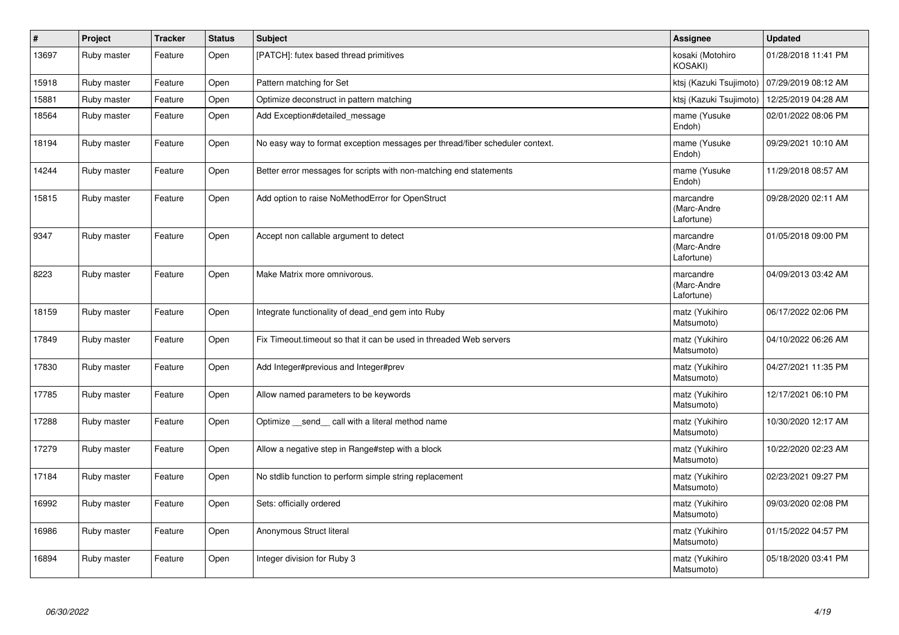| # | Project | Tracker | Status | Subject | Assignee | Updated |
|---|---|---|---|---|---|---|
| 13697 | Ruby master | Feature | Open | [PATCH]: futex based thread primitives | kosaki (Motohiro KOSAKI) | 01/28/2018 11:41 PM |
| 15918 | Ruby master | Feature | Open | Pattern matching for Set | ktsj (Kazuki Tsujimoto) | 07/29/2019 08:12 AM |
| 15881 | Ruby master | Feature | Open | Optimize deconstruct in pattern matching | ktsj (Kazuki Tsujimoto) | 12/25/2019 04:28 AM |
| 18564 | Ruby master | Feature | Open | Add Exception#detailed_message | mame (Yusuke Endoh) | 02/01/2022 08:06 PM |
| 18194 | Ruby master | Feature | Open | No easy way to format exception messages per thread/fiber scheduler context. | mame (Yusuke Endoh) | 09/29/2021 10:10 AM |
| 14244 | Ruby master | Feature | Open | Better error messages for scripts with non-matching end statements | mame (Yusuke Endoh) | 11/29/2018 08:57 AM |
| 15815 | Ruby master | Feature | Open | Add option to raise NoMethodError for OpenStruct | marcandre (Marc-Andre Lafortune) | 09/28/2020 02:11 AM |
| 9347 | Ruby master | Feature | Open | Accept non callable argument to detect | marcandre (Marc-Andre Lafortune) | 01/05/2018 09:00 PM |
| 8223 | Ruby master | Feature | Open | Make Matrix more omnivorous. | marcandre (Marc-Andre Lafortune) | 04/09/2013 03:42 AM |
| 18159 | Ruby master | Feature | Open | Integrate functionality of dead_end gem into Ruby | matz (Yukihiro Matsumoto) | 06/17/2022 02:06 PM |
| 17849 | Ruby master | Feature | Open | Fix Timeout.timeout so that it can be used in threaded Web servers | matz (Yukihiro Matsumoto) | 04/10/2022 06:26 AM |
| 17830 | Ruby master | Feature | Open | Add Integer#previous and Integer#prev | matz (Yukihiro Matsumoto) | 04/27/2021 11:35 PM |
| 17785 | Ruby master | Feature | Open | Allow named parameters to be keywords | matz (Yukihiro Matsumoto) | 12/17/2021 06:10 PM |
| 17288 | Ruby master | Feature | Open | Optimize __send__ call with a literal method name | matz (Yukihiro Matsumoto) | 10/30/2020 12:17 AM |
| 17279 | Ruby master | Feature | Open | Allow a negative step in Range#step with a block | matz (Yukihiro Matsumoto) | 10/22/2020 02:23 AM |
| 17184 | Ruby master | Feature | Open | No stdlib function to perform simple string replacement | matz (Yukihiro Matsumoto) | 02/23/2021 09:27 PM |
| 16992 | Ruby master | Feature | Open | Sets: officially ordered | matz (Yukihiro Matsumoto) | 09/03/2020 02:08 PM |
| 16986 | Ruby master | Feature | Open | Anonymous Struct literal | matz (Yukihiro Matsumoto) | 01/15/2022 04:57 PM |
| 16894 | Ruby master | Feature | Open | Integer division for Ruby 3 | matz (Yukihiro Matsumoto) | 05/18/2020 03:41 PM |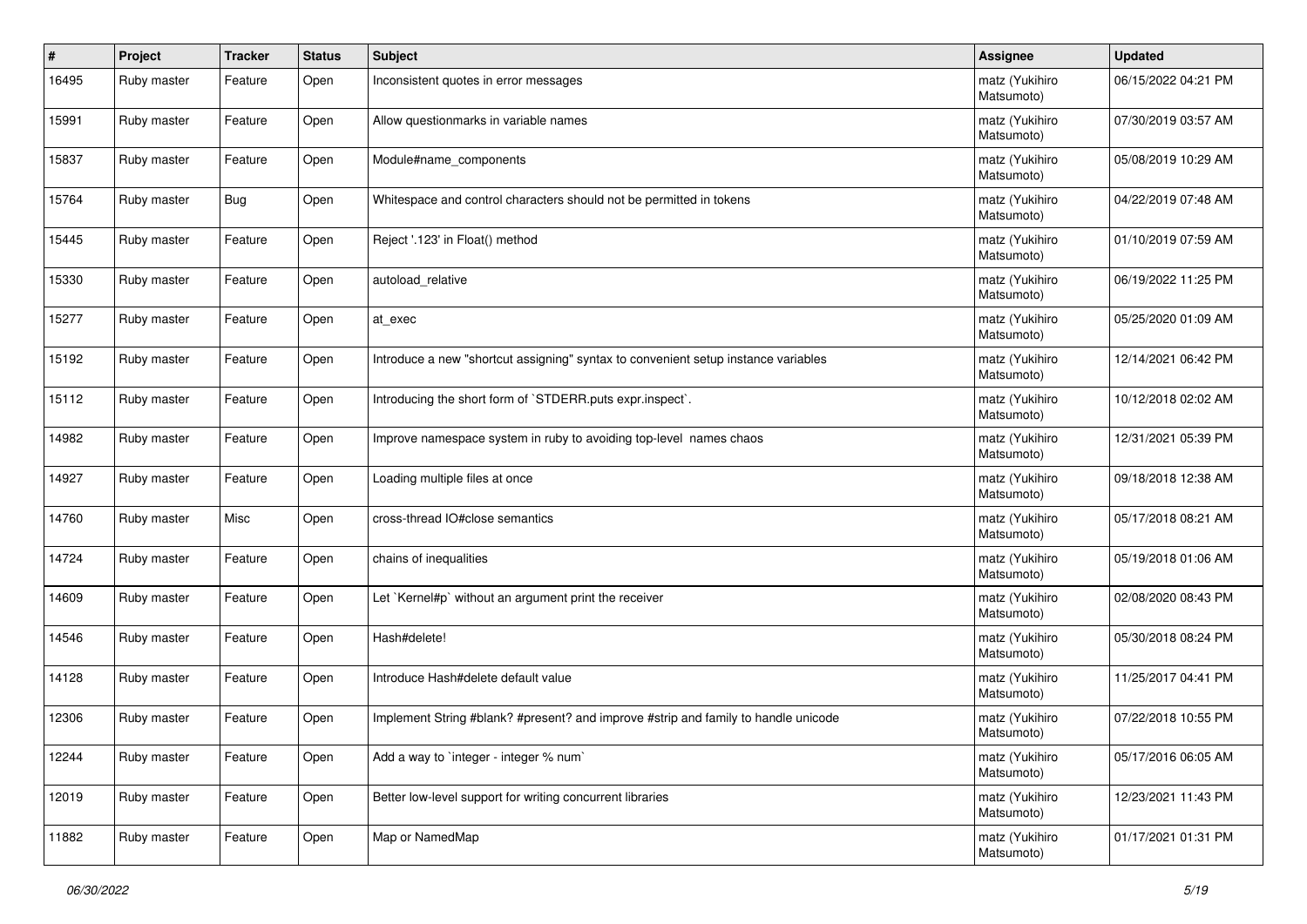| # | Project | Tracker | Status | Subject | Assignee | Updated |
|---|---|---|---|---|---|---|
| 16495 | Ruby master | Feature | Open | Inconsistent quotes in error messages | matz (Yukihiro Matsumoto) | 06/15/2022 04:21 PM |
| 15991 | Ruby master | Feature | Open | Allow questionmarks in variable names | matz (Yukihiro Matsumoto) | 07/30/2019 03:57 AM |
| 15837 | Ruby master | Feature | Open | Module#name_components | matz (Yukihiro Matsumoto) | 05/08/2019 10:29 AM |
| 15764 | Ruby master | Bug | Open | Whitespace and control characters should not be permitted in tokens | matz (Yukihiro Matsumoto) | 04/22/2019 07:48 AM |
| 15445 | Ruby master | Feature | Open | Reject '.123' in Float() method | matz (Yukihiro Matsumoto) | 01/10/2019 07:59 AM |
| 15330 | Ruby master | Feature | Open | autoload_relative | matz (Yukihiro Matsumoto) | 06/19/2022 11:25 PM |
| 15277 | Ruby master | Feature | Open | at_exec | matz (Yukihiro Matsumoto) | 05/25/2020 01:09 AM |
| 15192 | Ruby master | Feature | Open | Introduce a new "shortcut assigning" syntax to convenient setup instance variables | matz (Yukihiro Matsumoto) | 12/14/2021 06:42 PM |
| 15112 | Ruby master | Feature | Open | Introducing the short form of `STDERR.puts expr.inspect`. | matz (Yukihiro Matsumoto) | 10/12/2018 02:02 AM |
| 14982 | Ruby master | Feature | Open | Improve namespace system in ruby to avoiding top-level names chaos | matz (Yukihiro Matsumoto) | 12/31/2021 05:39 PM |
| 14927 | Ruby master | Feature | Open | Loading multiple files at once | matz (Yukihiro Matsumoto) | 09/18/2018 12:38 AM |
| 14760 | Ruby master | Misc | Open | cross-thread IO#close semantics | matz (Yukihiro Matsumoto) | 05/17/2018 08:21 AM |
| 14724 | Ruby master | Feature | Open | chains of inequalities | matz (Yukihiro Matsumoto) | 05/19/2018 01:06 AM |
| 14609 | Ruby master | Feature | Open | Let `Kernel#p` without an argument print the receiver | matz (Yukihiro Matsumoto) | 02/08/2020 08:43 PM |
| 14546 | Ruby master | Feature | Open | Hash#delete! | matz (Yukihiro Matsumoto) | 05/30/2018 08:24 PM |
| 14128 | Ruby master | Feature | Open | Introduce Hash#delete default value | matz (Yukihiro Matsumoto) | 11/25/2017 04:41 PM |
| 12306 | Ruby master | Feature | Open | Implement String #blank? #present? and improve #strip and family to handle unicode | matz (Yukihiro Matsumoto) | 07/22/2018 10:55 PM |
| 12244 | Ruby master | Feature | Open | Add a way to `integer - integer % num` | matz (Yukihiro Matsumoto) | 05/17/2016 06:05 AM |
| 12019 | Ruby master | Feature | Open | Better low-level support for writing concurrent libraries | matz (Yukihiro Matsumoto) | 12/23/2021 11:43 PM |
| 11882 | Ruby master | Feature | Open | Map or NamedMap | matz (Yukihiro Matsumoto) | 01/17/2021 01:31 PM |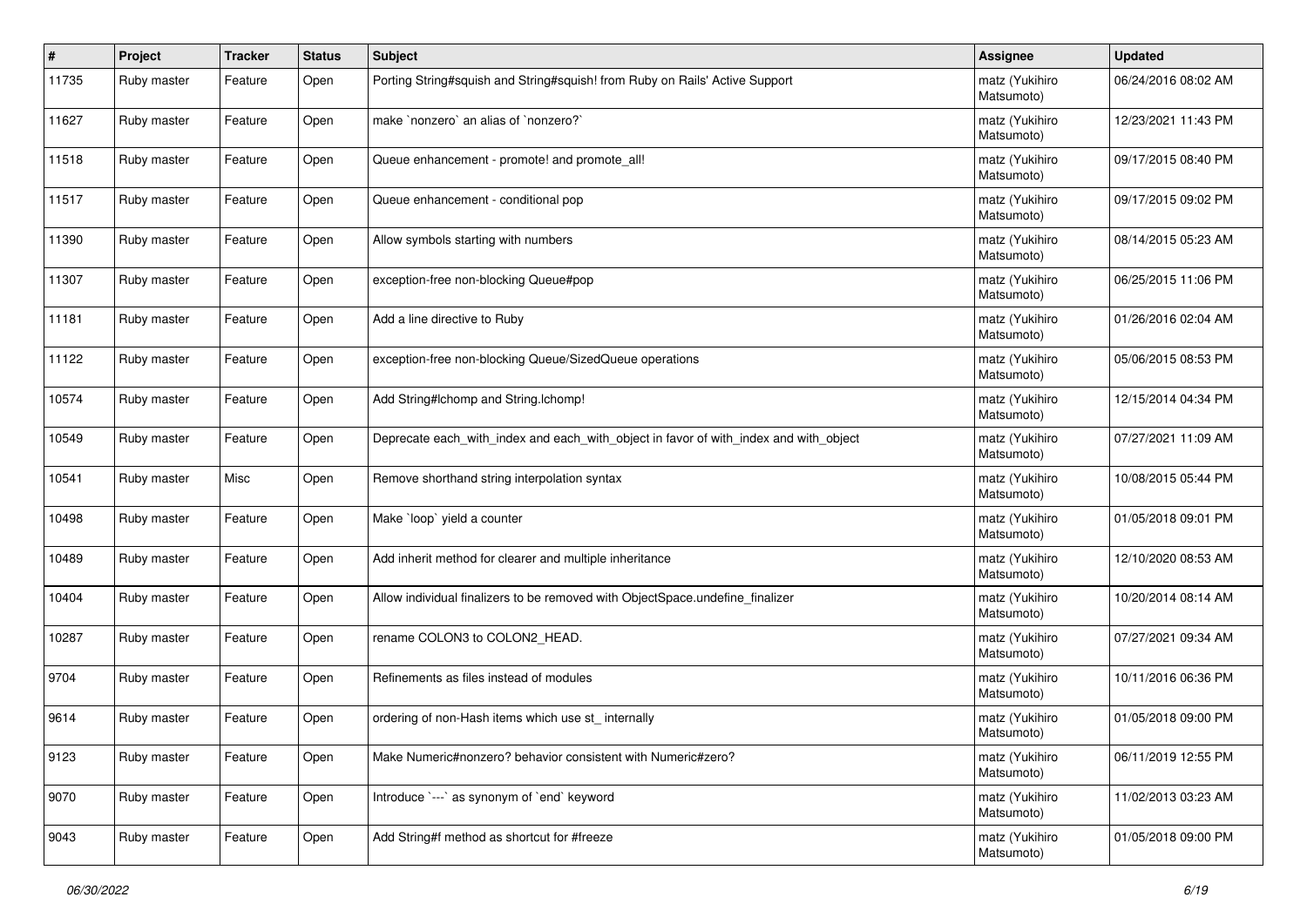| # | Project | Tracker | Status | Subject | Assignee | Updated |
|---|---|---|---|---|---|---|
| 11735 | Ruby master | Feature | Open | Porting String#squish and String#squish! from Ruby on Rails' Active Support | matz (Yukihiro Matsumoto) | 06/24/2016 08:02 AM |
| 11627 | Ruby master | Feature | Open | make `nonzero` an alias of `nonzero?` | matz (Yukihiro Matsumoto) | 12/23/2021 11:43 PM |
| 11518 | Ruby master | Feature | Open | Queue enhancement - promote! and promote_all! | matz (Yukihiro Matsumoto) | 09/17/2015 08:40 PM |
| 11517 | Ruby master | Feature | Open | Queue enhancement - conditional pop | matz (Yukihiro Matsumoto) | 09/17/2015 09:02 PM |
| 11390 | Ruby master | Feature | Open | Allow symbols starting with numbers | matz (Yukihiro Matsumoto) | 08/14/2015 05:23 AM |
| 11307 | Ruby master | Feature | Open | exception-free non-blocking Queue#pop | matz (Yukihiro Matsumoto) | 06/25/2015 11:06 PM |
| 11181 | Ruby master | Feature | Open | Add a line directive to Ruby | matz (Yukihiro Matsumoto) | 01/26/2016 02:04 AM |
| 11122 | Ruby master | Feature | Open | exception-free non-blocking Queue/SizedQueue operations | matz (Yukihiro Matsumoto) | 05/06/2015 08:53 PM |
| 10574 | Ruby master | Feature | Open | Add String#lchomp and String.lchomp! | matz (Yukihiro Matsumoto) | 12/15/2014 04:34 PM |
| 10549 | Ruby master | Feature | Open | Deprecate each_with_index and each_with_object in favor of with_index and with_object | matz (Yukihiro Matsumoto) | 07/27/2021 11:09 AM |
| 10541 | Ruby master | Misc | Open | Remove shorthand string interpolation syntax | matz (Yukihiro Matsumoto) | 10/08/2015 05:44 PM |
| 10498 | Ruby master | Feature | Open | Make `loop` yield a counter | matz (Yukihiro Matsumoto) | 01/05/2018 09:01 PM |
| 10489 | Ruby master | Feature | Open | Add inherit method for clearer and multiple inheritance | matz (Yukihiro Matsumoto) | 12/10/2020 08:53 AM |
| 10404 | Ruby master | Feature | Open | Allow individual finalizers to be removed with ObjectSpace.undefine_finalizer | matz (Yukihiro Matsumoto) | 10/20/2014 08:14 AM |
| 10287 | Ruby master | Feature | Open | rename COLON3 to COLON2_HEAD. | matz (Yukihiro Matsumoto) | 07/27/2021 09:34 AM |
| 9704 | Ruby master | Feature | Open | Refinements as files instead of modules | matz (Yukihiro Matsumoto) | 10/11/2016 06:36 PM |
| 9614 | Ruby master | Feature | Open | ordering of non-Hash items which use st_ internally | matz (Yukihiro Matsumoto) | 01/05/2018 09:00 PM |
| 9123 | Ruby master | Feature | Open | Make Numeric#nonzero? behavior consistent with Numeric#zero? | matz (Yukihiro Matsumoto) | 06/11/2019 12:55 PM |
| 9070 | Ruby master | Feature | Open | Introduce `---` as synonym of `end` keyword | matz (Yukihiro Matsumoto) | 11/02/2013 03:23 AM |
| 9043 | Ruby master | Feature | Open | Add String#f method as shortcut for #freeze | matz (Yukihiro Matsumoto) | 01/05/2018 09:00 PM |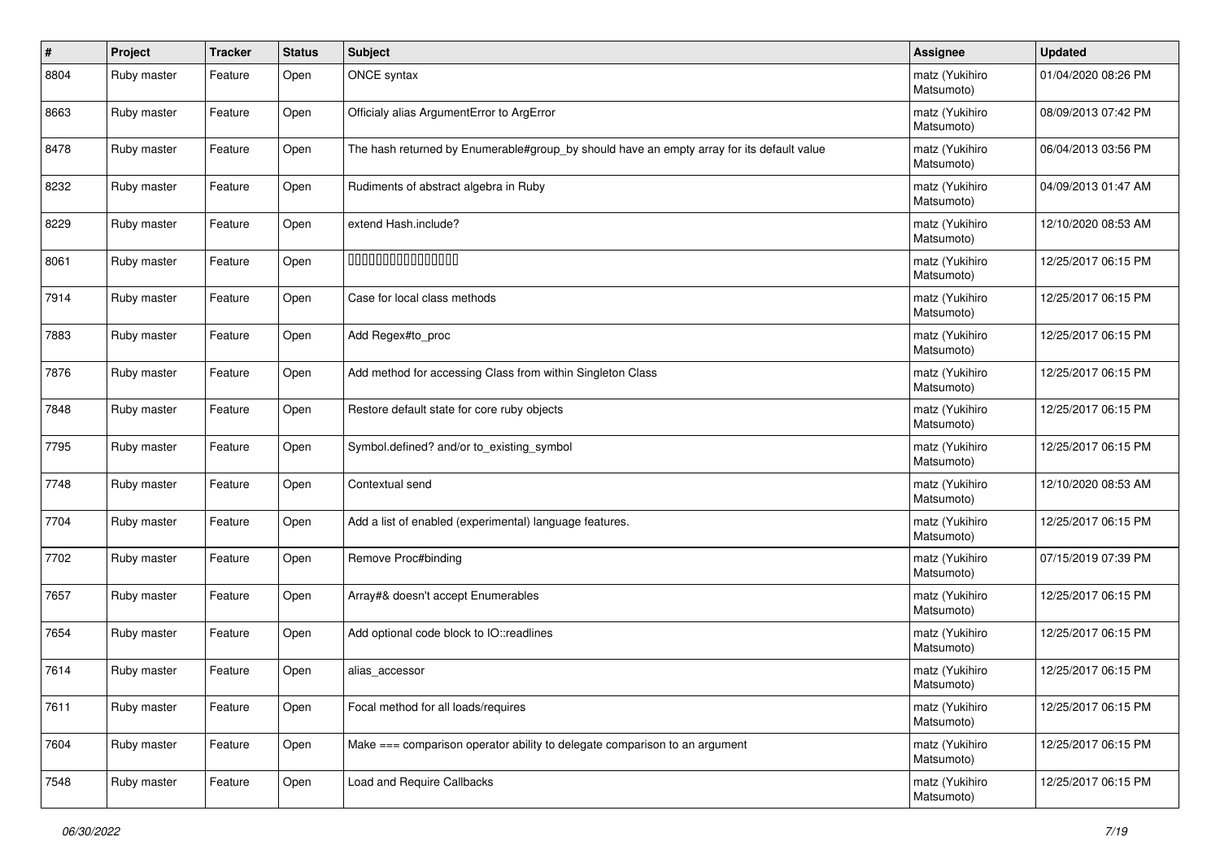| # | Project | Tracker | Status | Subject | Assignee | Updated |
| --- | --- | --- | --- | --- | --- | --- |
| 8804 | Ruby master | Feature | Open | ONCE syntax | matz (Yukihiro Matsumoto) | 01/04/2020 08:26 PM |
| 8663 | Ruby master | Feature | Open | Officialy alias ArgumentError to ArgError | matz (Yukihiro Matsumoto) | 08/09/2013 07:42 PM |
| 8478 | Ruby master | Feature | Open | The hash returned by Enumerable#group_by should have an empty array for its default value | matz (Yukihiro Matsumoto) | 06/04/2013 03:56 PM |
| 8232 | Ruby master | Feature | Open | Rudiments of abstract algebra in Ruby | matz (Yukihiro Matsumoto) | 04/09/2013 01:47 AM |
| 8229 | Ruby master | Feature | Open | extend Hash.include? | matz (Yukihiro Matsumoto) | 12/10/2020 08:53 AM |
| 8061 | Ruby master | Feature | Open | 0000000000000000 | matz (Yukihiro Matsumoto) | 12/25/2017 06:15 PM |
| 7914 | Ruby master | Feature | Open | Case for local class methods | matz (Yukihiro Matsumoto) | 12/25/2017 06:15 PM |
| 7883 | Ruby master | Feature | Open | Add Regex#to_proc | matz (Yukihiro Matsumoto) | 12/25/2017 06:15 PM |
| 7876 | Ruby master | Feature | Open | Add method for accessing Class from within Singleton Class | matz (Yukihiro Matsumoto) | 12/25/2017 06:15 PM |
| 7848 | Ruby master | Feature | Open | Restore default state for core ruby objects | matz (Yukihiro Matsumoto) | 12/25/2017 06:15 PM |
| 7795 | Ruby master | Feature | Open | Symbol.defined? and/or to_existing_symbol | matz (Yukihiro Matsumoto) | 12/25/2017 06:15 PM |
| 7748 | Ruby master | Feature | Open | Contextual send | matz (Yukihiro Matsumoto) | 12/10/2020 08:53 AM |
| 7704 | Ruby master | Feature | Open | Add a list of enabled (experimental) language features. | matz (Yukihiro Matsumoto) | 12/25/2017 06:15 PM |
| 7702 | Ruby master | Feature | Open | Remove Proc#binding | matz (Yukihiro Matsumoto) | 07/15/2019 07:39 PM |
| 7657 | Ruby master | Feature | Open | Array#& doesn't accept Enumerables | matz (Yukihiro Matsumoto) | 12/25/2017 06:15 PM |
| 7654 | Ruby master | Feature | Open | Add optional code block to IO::readlines | matz (Yukihiro Matsumoto) | 12/25/2017 06:15 PM |
| 7614 | Ruby master | Feature | Open | alias_accessor | matz (Yukihiro Matsumoto) | 12/25/2017 06:15 PM |
| 7611 | Ruby master | Feature | Open | Focal method for all loads/requires | matz (Yukihiro Matsumoto) | 12/25/2017 06:15 PM |
| 7604 | Ruby master | Feature | Open | Make === comparison operator ability to delegate comparison to an argument | matz (Yukihiro Matsumoto) | 12/25/2017 06:15 PM |
| 7548 | Ruby master | Feature | Open | Load and Require Callbacks | matz (Yukihiro Matsumoto) | 12/25/2017 06:15 PM |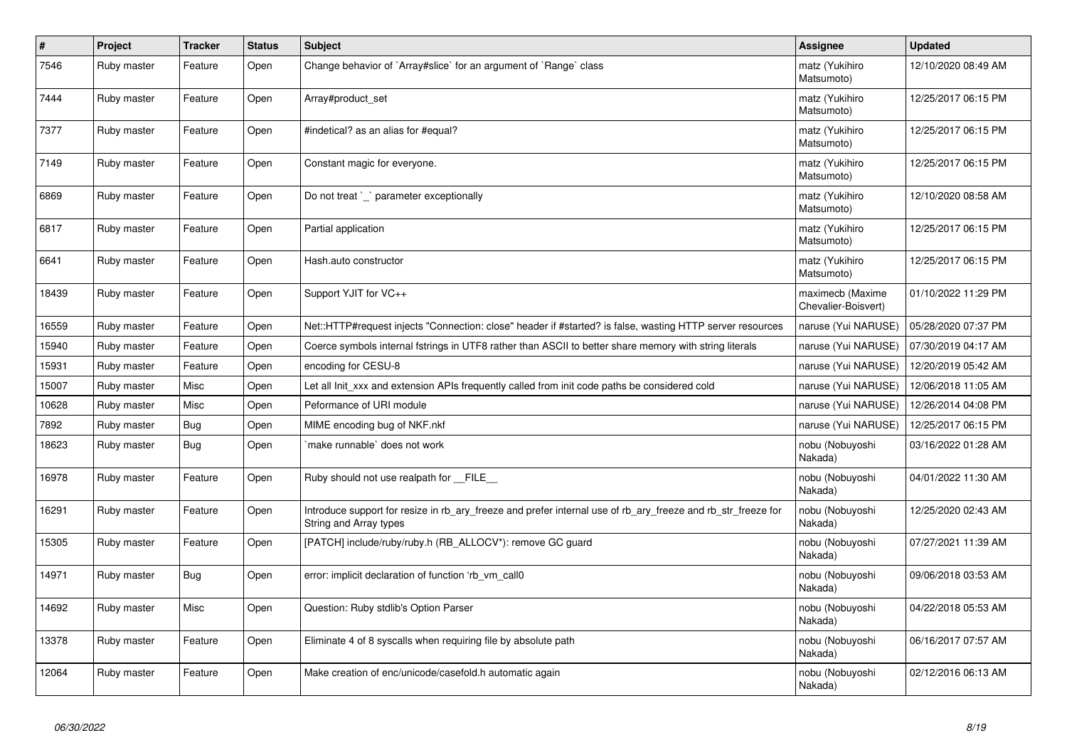| # | Project | Tracker | Status | Subject | Assignee | Updated |
|---|---|---|---|---|---|---|
| 7546 | Ruby master | Feature | Open | Change behavior of `Array#slice` for an argument of `Range` class | matz (Yukihiro Matsumoto) | 12/10/2020 08:49 AM |
| 7444 | Ruby master | Feature | Open | Array#product_set | matz (Yukihiro Matsumoto) | 12/25/2017 06:15 PM |
| 7377 | Ruby master | Feature | Open | #indetical? as an alias for #equal? | matz (Yukihiro Matsumoto) | 12/25/2017 06:15 PM |
| 7149 | Ruby master | Feature | Open | Constant magic for everyone. | matz (Yukihiro Matsumoto) | 12/25/2017 06:15 PM |
| 6869 | Ruby master | Feature | Open | Do not treat `_` parameter exceptionally | matz (Yukihiro Matsumoto) | 12/10/2020 08:58 AM |
| 6817 | Ruby master | Feature | Open | Partial application | matz (Yukihiro Matsumoto) | 12/25/2017 06:15 PM |
| 6641 | Ruby master | Feature | Open | Hash.auto constructor | matz (Yukihiro Matsumoto) | 12/25/2017 06:15 PM |
| 18439 | Ruby master | Feature | Open | Support YJIT for VC++ | maximecb (Maxime Chevalier-Boisvert) | 01/10/2022 11:29 PM |
| 16559 | Ruby master | Feature | Open | Net::HTTP#request injects "Connection: close" header if #started? is false, wasting HTTP server resources | naruse (Yui NARUSE) | 05/28/2020 07:37 PM |
| 15940 | Ruby master | Feature | Open | Coerce symbols internal fstrings in UTF8 rather than ASCII to better share memory with string literals | naruse (Yui NARUSE) | 07/30/2019 04:17 AM |
| 15931 | Ruby master | Feature | Open | encoding for CESU-8 | naruse (Yui NARUSE) | 12/20/2019 05:42 AM |
| 15007 | Ruby master | Misc | Open | Let all Init_xxx and extension APIs frequently called from init code paths be considered cold | naruse (Yui NARUSE) | 12/06/2018 11:05 AM |
| 10628 | Ruby master | Misc | Open | Peformance of URI module | naruse (Yui NARUSE) | 12/26/2014 04:08 PM |
| 7892 | Ruby master | Bug | Open | MIME encoding bug of NKF.nkf | naruse (Yui NARUSE) | 12/25/2017 06:15 PM |
| 18623 | Ruby master | Bug | Open | `make runnable` does not work | nobu (Nobuyoshi Nakada) | 03/16/2022 01:28 AM |
| 16978 | Ruby master | Feature | Open | Ruby should not use realpath for __FILE__ | nobu (Nobuyoshi Nakada) | 04/01/2022 11:30 AM |
| 16291 | Ruby master | Feature | Open | Introduce support for resize in rb_ary_freeze and prefer internal use of rb_ary_freeze and rb_str_freeze for String and Array types | nobu (Nobuyoshi Nakada) | 12/25/2020 02:43 AM |
| 15305 | Ruby master | Feature | Open | [PATCH] include/ruby/ruby.h (RB_ALLOCV*): remove GC guard | nobu (Nobuyoshi Nakada) | 07/27/2021 11:39 AM |
| 14971 | Ruby master | Bug | Open | error: implicit declaration of function 'rb_vm_call0 | nobu (Nobuyoshi Nakada) | 09/06/2018 03:53 AM |
| 14692 | Ruby master | Misc | Open | Question: Ruby stdlib's Option Parser | nobu (Nobuyoshi Nakada) | 04/22/2018 05:53 AM |
| 13378 | Ruby master | Feature | Open | Eliminate 4 of 8 syscalls when requiring file by absolute path | nobu (Nobuyoshi Nakada) | 06/16/2017 07:57 AM |
| 12064 | Ruby master | Feature | Open | Make creation of enc/unicode/casefold.h automatic again | nobu (Nobuyoshi Nakada) | 02/12/2016 06:13 AM |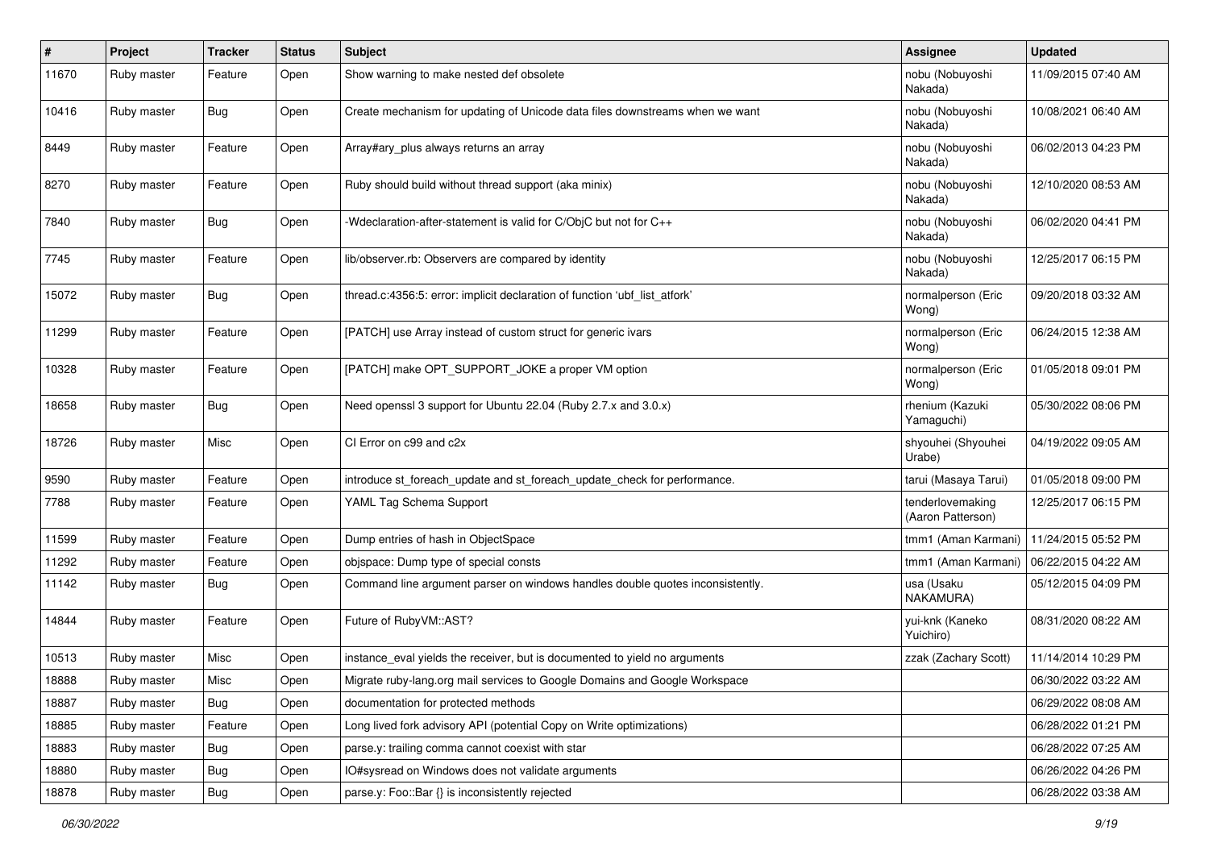| # | Project | Tracker | Status | Subject | Assignee | Updated |
|---|---|---|---|---|---|---|
| 11670 | Ruby master | Feature | Open | Show warning to make nested def obsolete | nobu (Nobuyoshi Nakada) | 11/09/2015 07:40 AM |
| 10416 | Ruby master | Bug | Open | Create mechanism for updating of Unicode data files downstreams when we want | nobu (Nobuyoshi Nakada) | 10/08/2021 06:40 AM |
| 8449 | Ruby master | Feature | Open | Array#ary_plus always returns an array | nobu (Nobuyoshi Nakada) | 06/02/2013 04:23 PM |
| 8270 | Ruby master | Feature | Open | Ruby should build without thread support (aka minix) | nobu (Nobuyoshi Nakada) | 12/10/2020 08:53 AM |
| 7840 | Ruby master | Bug | Open | -Wdeclaration-after-statement is valid for C/ObjC but not for C++ | nobu (Nobuyoshi Nakada) | 06/02/2020 04:41 PM |
| 7745 | Ruby master | Feature | Open | lib/observer.rb: Observers are compared by identity | nobu (Nobuyoshi Nakada) | 12/25/2017 06:15 PM |
| 15072 | Ruby master | Bug | Open | thread.c:4356:5: error: implicit declaration of function 'ubf_list_atfork' | normalperson (Eric Wong) | 09/20/2018 03:32 AM |
| 11299 | Ruby master | Feature | Open | [PATCH] use Array instead of custom struct for generic ivars | normalperson (Eric Wong) | 06/24/2015 12:38 AM |
| 10328 | Ruby master | Feature | Open | [PATCH] make OPT_SUPPORT_JOKE a proper VM option | normalperson (Eric Wong) | 01/05/2018 09:01 PM |
| 18658 | Ruby master | Bug | Open | Need openssl 3 support for Ubuntu 22.04 (Ruby 2.7.x and 3.0.x) | rhenium (Kazuki Yamaguchi) | 05/30/2022 08:06 PM |
| 18726 | Ruby master | Misc | Open | CI Error on c99 and c2x | shyouhei (Shyouhei Urabe) | 04/19/2022 09:05 AM |
| 9590 | Ruby master | Feature | Open | introduce st_foreach_update and st_foreach_update_check for performance. | tarui (Masaya Tarui) | 01/05/2018 09:00 PM |
| 7788 | Ruby master | Feature | Open | YAML Tag Schema Support | tenderlovemaking (Aaron Patterson) | 12/25/2017 06:15 PM |
| 11599 | Ruby master | Feature | Open | Dump entries of hash in ObjectSpace | tmm1 (Aman Karmani) | 11/24/2015 05:52 PM |
| 11292 | Ruby master | Feature | Open | objspace: Dump type of special consts | tmm1 (Aman Karmani) | 06/22/2015 04:22 AM |
| 11142 | Ruby master | Bug | Open | Command line argument parser on windows handles double quotes inconsistently. | usa (Usaku NAKAMURA) | 05/12/2015 04:09 PM |
| 14844 | Ruby master | Feature | Open | Future of RubyVM::AST? | yui-knk (Kaneko Yuichiro) | 08/31/2020 08:22 AM |
| 10513 | Ruby master | Misc | Open | instance_eval yields the receiver, but is documented to yield no arguments | zzak (Zachary Scott) | 11/14/2014 10:29 PM |
| 18888 | Ruby master | Misc | Open | Migrate ruby-lang.org mail services to Google Domains and Google Workspace | | 06/30/2022 03:22 AM |
| 18887 | Ruby master | Bug | Open | documentation for protected methods | | 06/29/2022 08:08 AM |
| 18885 | Ruby master | Feature | Open | Long lived fork advisory API (potential Copy on Write optimizations) | | 06/28/2022 01:21 PM |
| 18883 | Ruby master | Bug | Open | parse.y: trailing comma cannot coexist with star | | 06/28/2022 07:25 AM |
| 18880 | Ruby master | Bug | Open | IO#sysread on Windows does not validate arguments | | 06/26/2022 04:26 PM |
| 18878 | Ruby master | Bug | Open | parse.y: Foo::Bar {} is inconsistently rejected | | 06/28/2022 03:38 AM |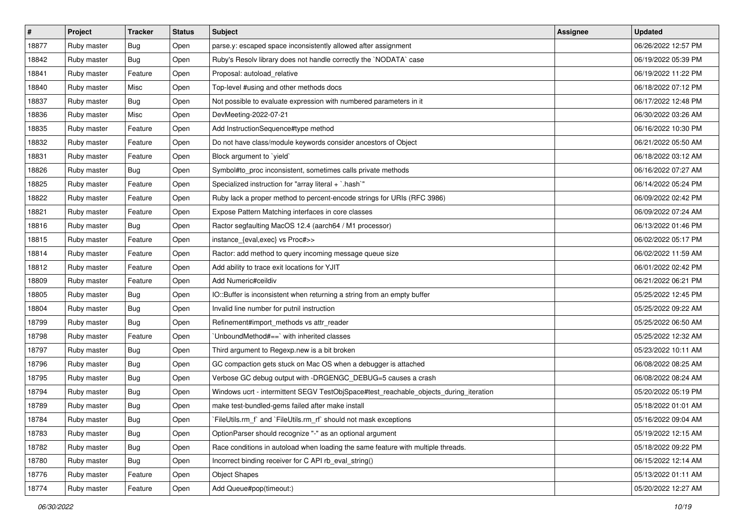| # | Project | Tracker | Status | Subject | Assignee | Updated |
|---|---|---|---|---|---|---|
| 18877 | Ruby master | Bug | Open | parse.y: escaped space inconsistently allowed after assignment | | 06/26/2022 12:57 PM |
| 18842 | Ruby master | Bug | Open | Ruby's Resolv library does not handle correctly the `NODATA` case | | 06/19/2022 05:39 PM |
| 18841 | Ruby master | Feature | Open | Proposal: autoload_relative | | 06/19/2022 11:22 PM |
| 18840 | Ruby master | Misc | Open | Top-level #using and other methods docs | | 06/18/2022 07:12 PM |
| 18837 | Ruby master | Bug | Open | Not possible to evaluate expression with numbered parameters in it | | 06/17/2022 12:48 PM |
| 18836 | Ruby master | Misc | Open | DevMeeting-2022-07-21 | | 06/30/2022 03:26 AM |
| 18835 | Ruby master | Feature | Open | Add InstructionSequence#type method | | 06/16/2022 10:30 PM |
| 18832 | Ruby master | Feature | Open | Do not have class/module keywords consider ancestors of Object | | 06/21/2022 05:50 AM |
| 18831 | Ruby master | Feature | Open | Block argument to `yield` | | 06/18/2022 03:12 AM |
| 18826 | Ruby master | Bug | Open | Symbol#to_proc inconsistent, sometimes calls private methods | | 06/16/2022 07:27 AM |
| 18825 | Ruby master | Feature | Open | Specialized instruction for "array literal + `.hash`" | | 06/14/2022 05:24 PM |
| 18822 | Ruby master | Feature | Open | Ruby lack a proper method to percent-encode strings for URIs (RFC 3986) | | 06/09/2022 02:42 PM |
| 18821 | Ruby master | Feature | Open | Expose Pattern Matching interfaces in core classes | | 06/09/2022 07:24 AM |
| 18816 | Ruby master | Bug | Open | Ractor segfaulting MacOS 12.4 (aarch64 / M1 processor) | | 06/13/2022 01:46 PM |
| 18815 | Ruby master | Feature | Open | instance_{eval,exec} vs Proc#>> | | 06/02/2022 05:17 PM |
| 18814 | Ruby master | Feature | Open | Ractor: add method to query incoming message queue size | | 06/02/2022 11:59 AM |
| 18812 | Ruby master | Feature | Open | Add ability to trace exit locations for YJIT | | 06/01/2022 02:42 PM |
| 18809 | Ruby master | Feature | Open | Add Numeric#ceildiv | | 06/21/2022 06:21 PM |
| 18805 | Ruby master | Bug | Open | IO::Buffer is inconsistent when returning a string from an empty buffer | | 05/25/2022 12:45 PM |
| 18804 | Ruby master | Bug | Open | Invalid line number for putnil instruction | | 05/25/2022 09:22 AM |
| 18799 | Ruby master | Bug | Open | Refinement#import_methods vs attr_reader | | 05/25/2022 06:50 AM |
| 18798 | Ruby master | Feature | Open | `UnboundMethod#==` with inherited classes | | 05/25/2022 12:32 AM |
| 18797 | Ruby master | Bug | Open | Third argument to Regexp.new is a bit broken | | 05/23/2022 10:11 AM |
| 18796 | Ruby master | Bug | Open | GC compaction gets stuck on Mac OS when a debugger is attached | | 06/08/2022 08:25 AM |
| 18795 | Ruby master | Bug | Open | Verbose GC debug output with -DRGENGC_DEBUG=5 causes a crash | | 06/08/2022 08:24 AM |
| 18794 | Ruby master | Bug | Open | Windows ucrt - intermittent SEGV TestObjSpace#test_reachable_objects_during_iteration | | 05/20/2022 05:19 PM |
| 18789 | Ruby master | Bug | Open | make test-bundled-gems failed after make install | | 05/18/2022 01:01 AM |
| 18784 | Ruby master | Bug | Open | `FileUtils.rm_f` and `FileUtils.rm_rf` should not mask exceptions | | 05/16/2022 09:04 AM |
| 18783 | Ruby master | Bug | Open | OptionParser should recognize "-" as an optional argument | | 05/19/2022 12:15 AM |
| 18782 | Ruby master | Bug | Open | Race conditions in autoload when loading the same feature with multiple threads. | | 05/18/2022 09:22 PM |
| 18780 | Ruby master | Bug | Open | Incorrect binding receiver for C API rb_eval_string() | | 06/15/2022 12:14 AM |
| 18776 | Ruby master | Feature | Open | Object Shapes | | 05/13/2022 01:11 AM |
| 18774 | Ruby master | Feature | Open | Add Queue#pop(timeout:) | | 05/20/2022 12:27 AM |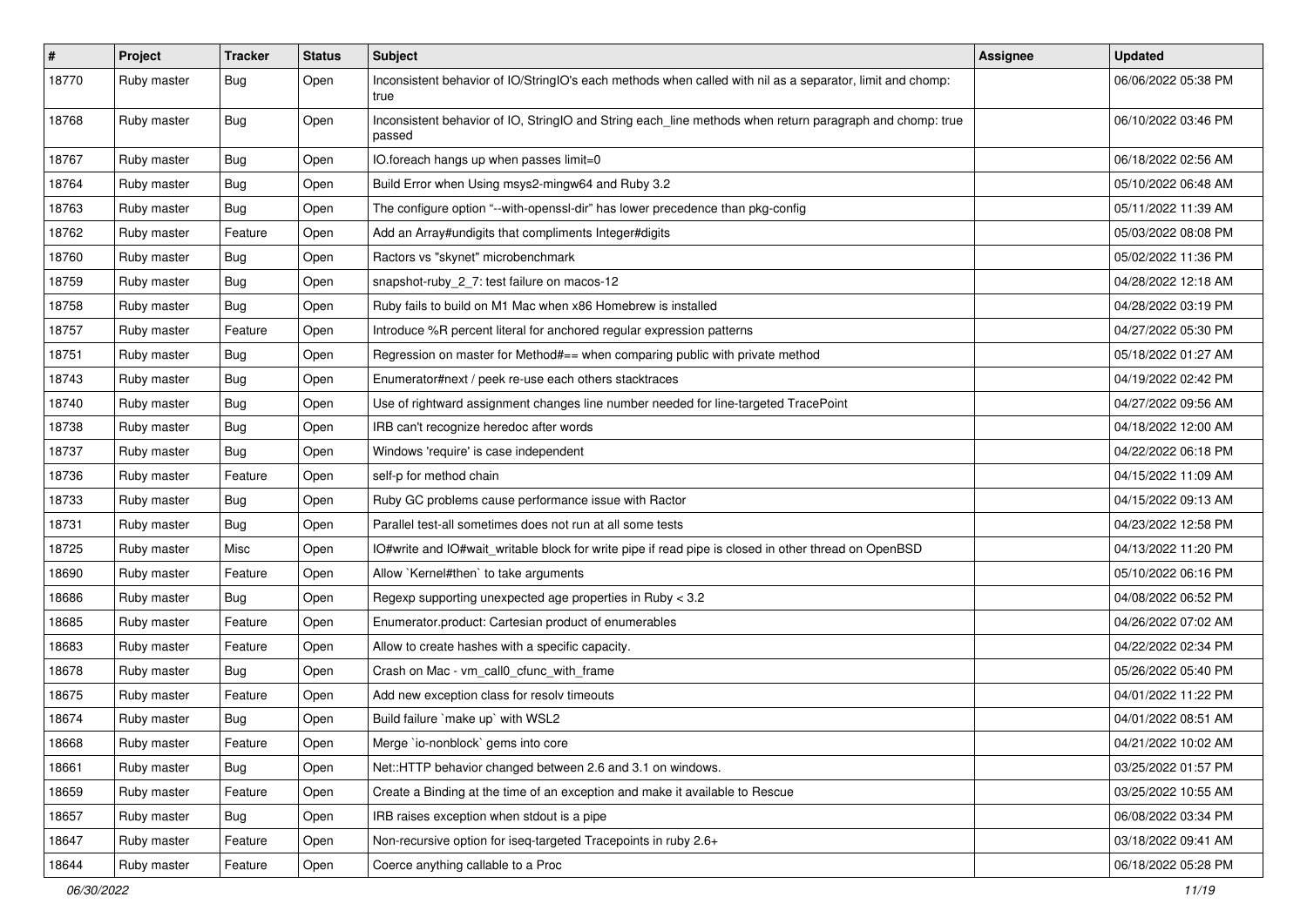| # | Project | Tracker | Status | Subject | Assignee | Updated |
|---|---|---|---|---|---|---|
| 18770 | Ruby master | Bug | Open | Inconsistent behavior of IO/StringIO's each methods when called with nil as a separator, limit and chomp: true | | 06/06/2022 05:38 PM |
| 18768 | Ruby master | Bug | Open | Inconsistent behavior of IO, StringIO and String each_line methods when return paragraph and chomp: true passed | | 06/10/2022 03:46 PM |
| 18767 | Ruby master | Bug | Open | IO.foreach hangs up when passes limit=0 | | 06/18/2022 02:56 AM |
| 18764 | Ruby master | Bug | Open | Build Error when Using msys2-mingw64 and Ruby 3.2 | | 05/10/2022 06:48 AM |
| 18763 | Ruby master | Bug | Open | The configure option "--with-openssl-dir" has lower precedence than pkg-config | | 05/11/2022 11:39 AM |
| 18762 | Ruby master | Feature | Open | Add an Array#undigits that compliments Integer#digits | | 05/03/2022 08:08 PM |
| 18760 | Ruby master | Bug | Open | Ractors vs "skynet" microbenchmark | | 05/02/2022 11:36 PM |
| 18759 | Ruby master | Bug | Open | snapshot-ruby_2_7: test failure on macos-12 | | 04/28/2022 12:18 AM |
| 18758 | Ruby master | Bug | Open | Ruby fails to build on M1 Mac when x86 Homebrew is installed | | 04/28/2022 03:19 PM |
| 18757 | Ruby master | Feature | Open | Introduce %R percent literal for anchored regular expression patterns | | 04/27/2022 05:30 PM |
| 18751 | Ruby master | Bug | Open | Regression on master for Method#== when comparing public with private method | | 05/18/2022 01:27 AM |
| 18743 | Ruby master | Bug | Open | Enumerator#next / peek re-use each others stacktraces | | 04/19/2022 02:42 PM |
| 18740 | Ruby master | Bug | Open | Use of rightward assignment changes line number needed for line-targeted TracePoint | | 04/27/2022 09:56 AM |
| 18738 | Ruby master | Bug | Open | IRB can't recognize heredoc after words | | 04/18/2022 12:00 AM |
| 18737 | Ruby master | Bug | Open | Windows 'require' is case independent | | 04/22/2022 06:18 PM |
| 18736 | Ruby master | Feature | Open | self-p for method chain | | 04/15/2022 11:09 AM |
| 18733 | Ruby master | Bug | Open | Ruby GC problems cause performance issue with Ractor | | 04/15/2022 09:13 AM |
| 18731 | Ruby master | Bug | Open | Parallel test-all sometimes does not run at all some tests | | 04/23/2022 12:58 PM |
| 18725 | Ruby master | Misc | Open | IO#write and IO#wait_writable block for write pipe if read pipe is closed in other thread on OpenBSD | | 04/13/2022 11:20 PM |
| 18690 | Ruby master | Feature | Open | Allow `Kernel#then` to take arguments | | 05/10/2022 06:16 PM |
| 18686 | Ruby master | Bug | Open | Regexp supporting unexpected age properties in Ruby < 3.2 | | 04/08/2022 06:52 PM |
| 18685 | Ruby master | Feature | Open | Enumerator.product: Cartesian product of enumerables | | 04/26/2022 07:02 AM |
| 18683 | Ruby master | Feature | Open | Allow to create hashes with a specific capacity. | | 04/22/2022 02:34 PM |
| 18678 | Ruby master | Bug | Open | Crash on Mac - vm_call0_cfunc_with_frame | | 05/26/2022 05:40 PM |
| 18675 | Ruby master | Feature | Open | Add new exception class for resolv timeouts | | 04/01/2022 11:22 PM |
| 18674 | Ruby master | Bug | Open | Build failure `make up` with WSL2 | | 04/01/2022 08:51 AM |
| 18668 | Ruby master | Feature | Open | Merge `io-nonblock` gems into core | | 04/21/2022 10:02 AM |
| 18661 | Ruby master | Bug | Open | Net::HTTP behavior changed between 2.6 and 3.1 on windows. | | 03/25/2022 01:57 PM |
| 18659 | Ruby master | Feature | Open | Create a Binding at the time of an exception and make it available to Rescue | | 03/25/2022 10:55 AM |
| 18657 | Ruby master | Bug | Open | IRB raises exception when stdout is a pipe | | 06/08/2022 03:34 PM |
| 18647 | Ruby master | Feature | Open | Non-recursive option for iseq-targeted Tracepoints in ruby 2.6+ | | 03/18/2022 09:41 AM |
| 18644 | Ruby master | Feature | Open | Coerce anything callable to a Proc | | 06/18/2022 05:28 PM |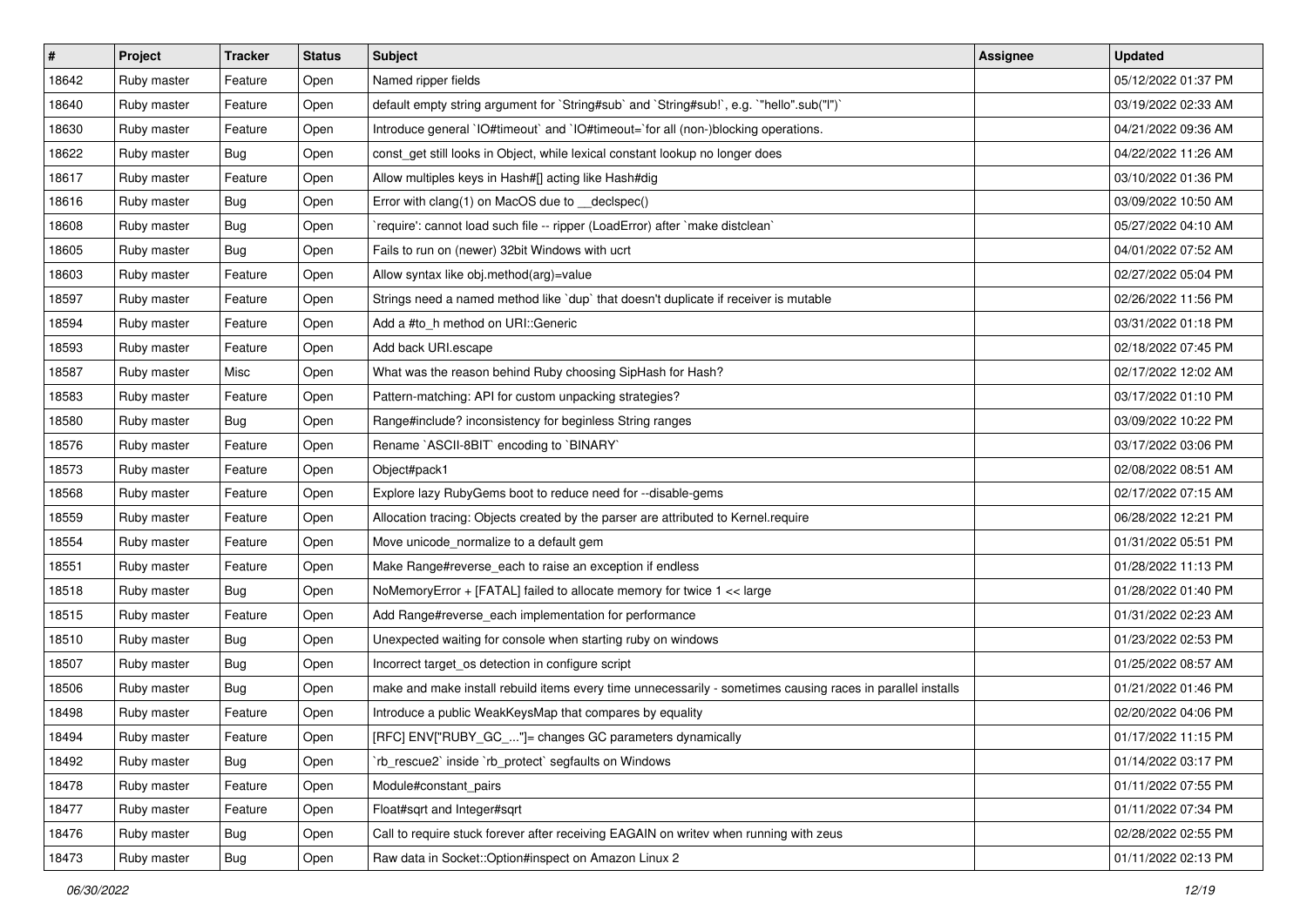| # | Project | Tracker | Status | Subject | Assignee | Updated |
| --- | --- | --- | --- | --- | --- | --- |
| 18642 | Ruby master | Feature | Open | Named ripper fields | | 05/12/2022 01:37 PM |
| 18640 | Ruby master | Feature | Open | default empty string argument for `String#sub` and `String#sub!`, e.g. `"hello".sub("l")` | | 03/19/2022 02:33 AM |
| 18630 | Ruby master | Feature | Open | Introduce general `IO#timeout` and `IO#timeout=`for all (non-)blocking operations. | | 04/21/2022 09:36 AM |
| 18622 | Ruby master | Bug | Open | const_get still looks in Object, while lexical constant lookup no longer does | | 04/22/2022 11:26 AM |
| 18617 | Ruby master | Feature | Open | Allow multiples keys in Hash#[] acting like Hash#dig | | 03/10/2022 01:36 PM |
| 18616 | Ruby master | Bug | Open | Error with clang(1) on MacOS due to __declspec() | | 03/09/2022 10:50 AM |
| 18608 | Ruby master | Bug | Open | `require': cannot load such file -- ripper (LoadError) after `make distclean` | | 05/27/2022 04:10 AM |
| 18605 | Ruby master | Bug | Open | Fails to run on (newer) 32bit Windows with ucrt | | 04/01/2022 07:52 AM |
| 18603 | Ruby master | Feature | Open | Allow syntax like obj.method(arg)=value | | 02/27/2022 05:04 PM |
| 18597 | Ruby master | Feature | Open | Strings need a named method like `dup` that doesn't duplicate if receiver is mutable | | 02/26/2022 11:56 PM |
| 18594 | Ruby master | Feature | Open | Add a #to_h method on URI::Generic | | 03/31/2022 01:18 PM |
| 18593 | Ruby master | Feature | Open | Add back URI.escape | | 02/18/2022 07:45 PM |
| 18587 | Ruby master | Misc | Open | What was the reason behind Ruby choosing SipHash for Hash? | | 02/17/2022 12:02 AM |
| 18583 | Ruby master | Feature | Open | Pattern-matching: API for custom unpacking strategies? | | 03/17/2022 01:10 PM |
| 18580 | Ruby master | Bug | Open | Range#include? inconsistency for beginless String ranges | | 03/09/2022 10:22 PM |
| 18576 | Ruby master | Feature | Open | Rename `ASCII-8BIT` encoding to `BINARY` | | 03/17/2022 03:06 PM |
| 18573 | Ruby master | Feature | Open | Object#pack1 | | 02/08/2022 08:51 AM |
| 18568 | Ruby master | Feature | Open | Explore lazy RubyGems boot to reduce need for --disable-gems | | 02/17/2022 07:15 AM |
| 18559 | Ruby master | Feature | Open | Allocation tracing: Objects created by the parser are attributed to Kernel.require | | 06/28/2022 12:21 PM |
| 18554 | Ruby master | Feature | Open | Move unicode_normalize to a default gem | | 01/31/2022 05:51 PM |
| 18551 | Ruby master | Feature | Open | Make Range#reverse_each to raise an exception if endless | | 01/28/2022 11:13 PM |
| 18518 | Ruby master | Bug | Open | NoMemoryError + [FATAL] failed to allocate memory for twice 1 << large | | 01/28/2022 01:40 PM |
| 18515 | Ruby master | Feature | Open | Add Range#reverse_each implementation for performance | | 01/31/2022 02:23 AM |
| 18510 | Ruby master | Bug | Open | Unexpected waiting for console when starting ruby on windows | | 01/23/2022 02:53 PM |
| 18507 | Ruby master | Bug | Open | Incorrect target_os detection in configure script | | 01/25/2022 08:57 AM |
| 18506 | Ruby master | Bug | Open | make and make install rebuild items every time unnecessarily - sometimes causing races in parallel installs | | 01/21/2022 01:46 PM |
| 18498 | Ruby master | Feature | Open | Introduce a public WeakKeysMap that compares by equality | | 02/20/2022 04:06 PM |
| 18494 | Ruby master | Feature | Open | [RFC] ENV["RUBY_GC_..."]= changes GC parameters dynamically | | 01/17/2022 11:15 PM |
| 18492 | Ruby master | Bug | Open | `rb_rescue2` inside `rb_protect` segfaults on Windows | | 01/14/2022 03:17 PM |
| 18478 | Ruby master | Feature | Open | Module#constant_pairs | | 01/11/2022 07:55 PM |
| 18477 | Ruby master | Feature | Open | Float#sqrt and Integer#sqrt | | 01/11/2022 07:34 PM |
| 18476 | Ruby master | Bug | Open | Call to require stuck forever after receiving EAGAIN on writev when running with zeus | | 02/28/2022 02:55 PM |
| 18473 | Ruby master | Bug | Open | Raw data in Socket::Option#inspect on Amazon Linux 2 | | 01/11/2022 02:13 PM |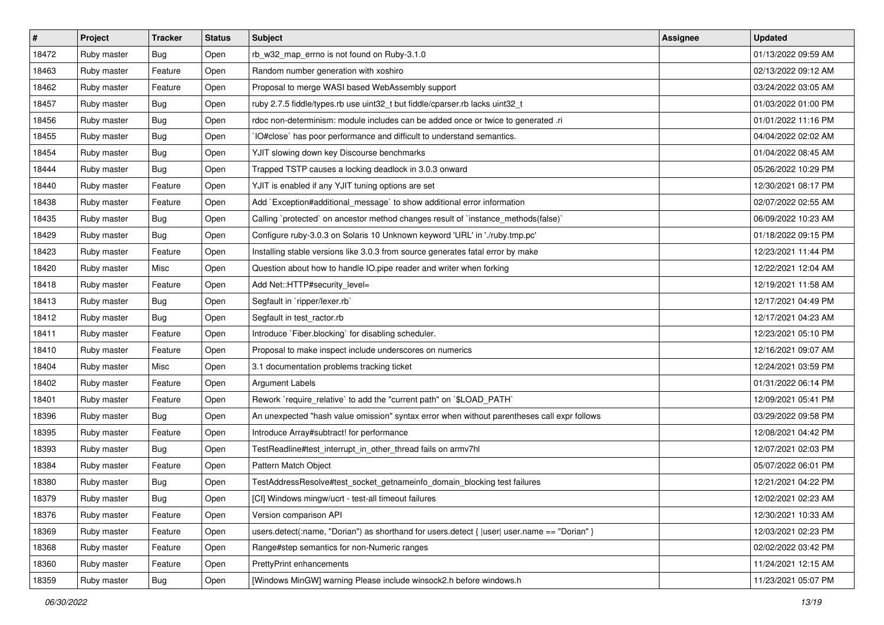| # | Project | Tracker | Status | Subject | Assignee | Updated |
|---|---|---|---|---|---|---|
| 18472 | Ruby master | Bug | Open | rb_w32_map_errno is not found on Ruby-3.1.0 | | 01/13/2022 09:59 AM |
| 18463 | Ruby master | Feature | Open | Random number generation with xoshiro | | 02/13/2022 09:12 AM |
| 18462 | Ruby master | Feature | Open | Proposal to merge WASI based WebAssembly support | | 03/24/2022 03:05 AM |
| 18457 | Ruby master | Bug | Open | ruby 2.7.5 fiddle/types.rb use uint32_t but fiddle/cparser.rb lacks uint32_t | | 01/03/2022 01:00 PM |
| 18456 | Ruby master | Bug | Open | rdoc non-determinism: module includes can be added once or twice to generated .ri | | 01/01/2022 11:16 PM |
| 18455 | Ruby master | Bug | Open | `IO#close` has poor performance and difficult to understand semantics. | | 04/04/2022 02:02 AM |
| 18454 | Ruby master | Bug | Open | YJIT slowing down key Discourse benchmarks | | 01/04/2022 08:45 AM |
| 18444 | Ruby master | Bug | Open | Trapped TSTP causes a locking deadlock in 3.0.3 onward | | 05/26/2022 10:29 PM |
| 18440 | Ruby master | Feature | Open | YJIT is enabled if any YJIT tuning options are set | | 12/30/2021 08:17 PM |
| 18438 | Ruby master | Feature | Open | Add `Exception#additional_message` to show additional error information | | 02/07/2022 02:55 AM |
| 18435 | Ruby master | Bug | Open | Calling `protected` on ancestor method changes result of `instance_methods(false)` | | 06/09/2022 10:23 AM |
| 18429 | Ruby master | Bug | Open | Configure ruby-3.0.3 on Solaris 10 Unknown keyword 'URL' in './ruby.tmp.pc' | | 01/18/2022 09:15 PM |
| 18423 | Ruby master | Feature | Open | Installing stable versions like 3.0.3 from source generates fatal error by make | | 12/23/2021 11:44 PM |
| 18420 | Ruby master | Misc | Open | Question about how to handle IO.pipe reader and writer when forking | | 12/22/2021 12:04 AM |
| 18418 | Ruby master | Feature | Open | Add Net::HTTP#security_level= | | 12/19/2021 11:58 AM |
| 18413 | Ruby master | Bug | Open | Segfault in `ripper/lexer.rb` | | 12/17/2021 04:49 PM |
| 18412 | Ruby master | Bug | Open | Segfault in test_ractor.rb | | 12/17/2021 04:23 AM |
| 18411 | Ruby master | Feature | Open | Introduce `Fiber.blocking` for disabling scheduler. | | 12/23/2021 05:10 PM |
| 18410 | Ruby master | Feature | Open | Proposal to make inspect include underscores on numerics | | 12/16/2021 09:07 AM |
| 18404 | Ruby master | Misc | Open | 3.1 documentation problems tracking ticket | | 12/24/2021 03:59 PM |
| 18402 | Ruby master | Feature | Open | Argument Labels | | 01/31/2022 06:14 PM |
| 18401 | Ruby master | Feature | Open | Rework `require_relative` to add the "current path" on `$LOAD_PATH` | | 12/09/2021 05:41 PM |
| 18396 | Ruby master | Bug | Open | An unexpected "hash value omission" syntax error when without parentheses call expr follows | | 03/29/2022 09:58 PM |
| 18395 | Ruby master | Feature | Open | Introduce Array#subtract! for performance | | 12/08/2021 04:42 PM |
| 18393 | Ruby master | Bug | Open | TestReadline#test_interrupt_in_other_thread fails on armv7hl | | 12/07/2021 02:03 PM |
| 18384 | Ruby master | Feature | Open | Pattern Match Object | | 05/07/2022 06:01 PM |
| 18380 | Ruby master | Bug | Open | TestAddressResolve#test_socket_getnameinfo_domain_blocking test failures | | 12/21/2021 04:22 PM |
| 18379 | Ruby master | Bug | Open | [CI] Windows mingw/ucrt - test-all timeout failures | | 12/02/2021 02:23 AM |
| 18376 | Ruby master | Feature | Open | Version comparison API | | 12/30/2021 10:33 AM |
| 18369 | Ruby master | Feature | Open | users.detect(:name, "Dorian") as shorthand for users.detect { \|user\| user.name == "Dorian" } | | 12/03/2021 02:23 PM |
| 18368 | Ruby master | Feature | Open | Range#step semantics for non-Numeric ranges | | 02/02/2022 03:42 PM |
| 18360 | Ruby master | Feature | Open | PrettyPrint enhancements | | 11/24/2021 12:15 AM |
| 18359 | Ruby master | Bug | Open | [Windows MinGW] warning Please include winsock2.h before windows.h | | 11/23/2021 05:07 PM |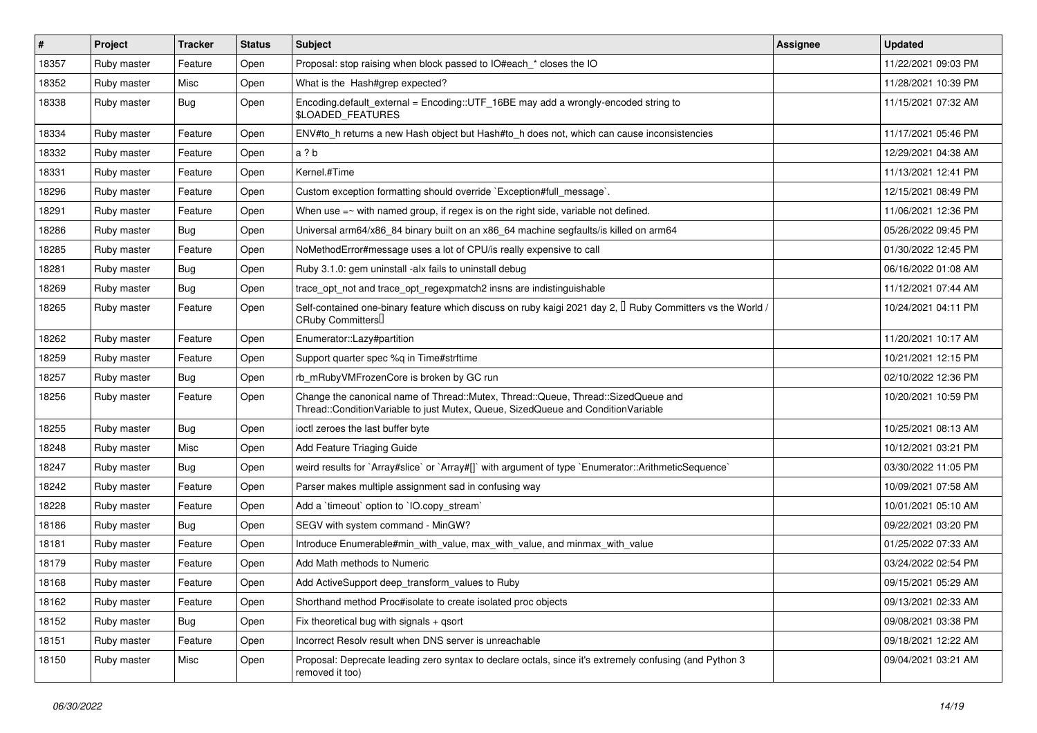| # | Project | Tracker | Status | Subject | Assignee | Updated |
|---|---|---|---|---|---|---|
| 18357 | Ruby master | Feature | Open | Proposal: stop raising when block passed to IO#each_* closes the IO | | 11/22/2021 09:03 PM |
| 18352 | Ruby master | Misc | Open | What is the Hash#grep expected? | | 11/28/2021 10:39 PM |
| 18338 | Ruby master | Bug | Open | Encoding.default_external = Encoding::UTF_16BE may add a wrongly-encoded string to $LOADED_FEATURES | | 11/15/2021 07:32 AM |
| 18334 | Ruby master | Feature | Open | ENV#to_h returns a new Hash object but Hash#to_h does not, which can cause inconsistencies | | 11/17/2021 05:46 PM |
| 18332 | Ruby master | Feature | Open | a ? b | | 12/29/2021 04:38 AM |
| 18331 | Ruby master | Feature | Open | Kernel.#Time | | 11/13/2021 12:41 PM |
| 18296 | Ruby master | Feature | Open | Custom exception formatting should override `Exception#full_message`. | | 12/15/2021 08:49 PM |
| 18291 | Ruby master | Feature | Open | When use =~ with named group, if regex is on the right side, variable not defined. | | 11/06/2021 12:36 PM |
| 18286 | Ruby master | Bug | Open | Universal arm64/x86_84 binary built on an x86_64 machine segfaults/is killed on arm64 | | 05/26/2022 09:45 PM |
| 18285 | Ruby master | Feature | Open | NoMethodError#message uses a lot of CPU/is really expensive to call | | 01/30/2022 12:45 PM |
| 18281 | Ruby master | Bug | Open | Ruby 3.1.0: gem uninstall -alx fails to uninstall debug | | 06/16/2022 01:08 AM |
| 18269 | Ruby master | Bug | Open | trace_opt_not and trace_opt_regexpmatch2 insns are indistinguishable | | 11/12/2021 07:44 AM |
| 18265 | Ruby master | Feature | Open | Self-contained one-binary feature which discuss on ruby kaigi 2021 day 2, 「Ruby Committers vs the World / CRuby Committers」 | | 10/24/2021 04:11 PM |
| 18262 | Ruby master | Feature | Open | Enumerator::Lazy#partition | | 11/20/2021 10:17 AM |
| 18259 | Ruby master | Feature | Open | Support quarter spec %q in Time#strftime | | 10/21/2021 12:15 PM |
| 18257 | Ruby master | Bug | Open | rb_mRubyVMFrozenCore is broken by GC run | | 02/10/2022 12:36 PM |
| 18256 | Ruby master | Feature | Open | Change the canonical name of Thread::Mutex, Thread::Queue, Thread::SizedQueue and Thread::ConditionVariable to just Mutex, Queue, SizedQueue and ConditionVariable | | 10/20/2021 10:59 PM |
| 18255 | Ruby master | Bug | Open | ioctl zeroes the last buffer byte | | 10/25/2021 08:13 AM |
| 18248 | Ruby master | Misc | Open | Add Feature Triaging Guide | | 10/12/2021 03:21 PM |
| 18247 | Ruby master | Bug | Open | weird results for `Array#slice` or `Array#[]` with argument of type `Enumerator::ArithmeticSequence` | | 03/30/2022 11:05 PM |
| 18242 | Ruby master | Feature | Open | Parser makes multiple assignment sad in confusing way | | 10/09/2021 07:58 AM |
| 18228 | Ruby master | Feature | Open | Add a `timeout` option to `IO.copy_stream` | | 10/01/2021 05:10 AM |
| 18186 | Ruby master | Bug | Open | SEGV with system command - MinGW? | | 09/22/2021 03:20 PM |
| 18181 | Ruby master | Feature | Open | Introduce Enumerable#min_with_value, max_with_value, and minmax_with_value | | 01/25/2022 07:33 AM |
| 18179 | Ruby master | Feature | Open | Add Math methods to Numeric | | 03/24/2022 02:54 PM |
| 18168 | Ruby master | Feature | Open | Add ActiveSupport deep_transform_values to Ruby | | 09/15/2021 05:29 AM |
| 18162 | Ruby master | Feature | Open | Shorthand method Proc#isolate to create isolated proc objects | | 09/13/2021 02:33 AM |
| 18152 | Ruby master | Bug | Open | Fix theoretical bug with signals + qsort | | 09/08/2021 03:38 PM |
| 18151 | Ruby master | Feature | Open | Incorrect Resolv result when DNS server is unreachable | | 09/18/2021 12:22 AM |
| 18150 | Ruby master | Misc | Open | Proposal: Deprecate leading zero syntax to declare octals, since it's extremely confusing (and Python 3 removed it too) | | 09/04/2021 03:21 AM |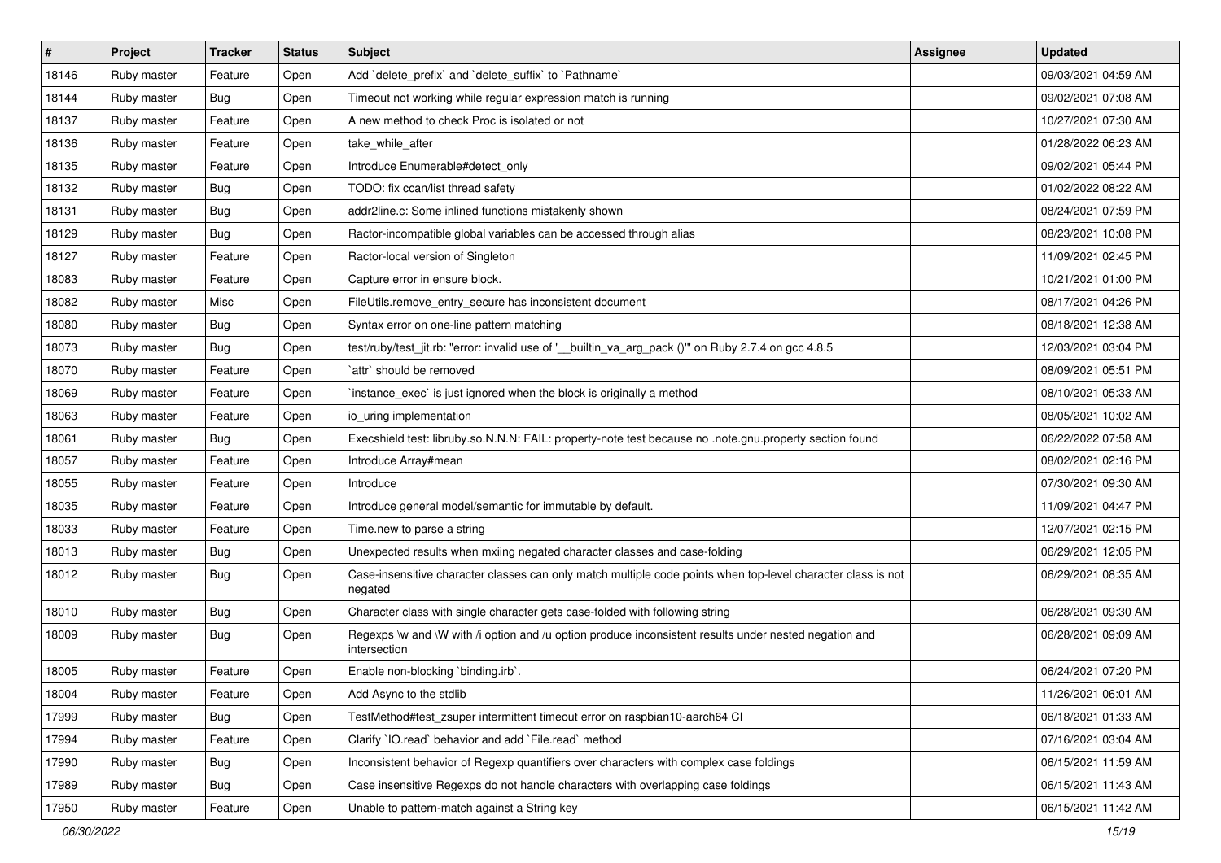| # | Project | Tracker | Status | Subject | Assignee | Updated |
|---|---|---|---|---|---|---|
| 18146 | Ruby master | Feature | Open | Add `delete_prefix` and `delete_suffix` to `Pathname` | | 09/03/2021 04:59 AM |
| 18144 | Ruby master | Bug | Open | Timeout not working while regular expression match is running | | 09/02/2021 07:08 AM |
| 18137 | Ruby master | Feature | Open | A new method to check Proc is isolated or not | | 10/27/2021 07:30 AM |
| 18136 | Ruby master | Feature | Open | take_while_after | | 01/28/2022 06:23 AM |
| 18135 | Ruby master | Feature | Open | Introduce Enumerable#detect_only | | 09/02/2021 05:44 PM |
| 18132 | Ruby master | Bug | Open | TODO: fix ccan/list thread safety | | 01/02/2022 08:22 AM |
| 18131 | Ruby master | Bug | Open | addr2line.c: Some inlined functions mistakenly shown | | 08/24/2021 07:59 PM |
| 18129 | Ruby master | Bug | Open | Ractor-incompatible global variables can be accessed through alias | | 08/23/2021 10:08 PM |
| 18127 | Ruby master | Feature | Open | Ractor-local version of Singleton | | 11/09/2021 02:45 PM |
| 18083 | Ruby master | Feature | Open | Capture error in ensure block. | | 10/21/2021 01:00 PM |
| 18082 | Ruby master | Misc | Open | FileUtils.remove_entry_secure has inconsistent document | | 08/17/2021 04:26 PM |
| 18080 | Ruby master | Bug | Open | Syntax error on one-line pattern matching | | 08/18/2021 12:38 AM |
| 18073 | Ruby master | Bug | Open | test/ruby/test_jit.rb: "error: invalid use of '__builtin_va_arg_pack ()'" on Ruby 2.7.4 on gcc 4.8.5 | | 12/03/2021 03:04 PM |
| 18070 | Ruby master | Feature | Open | `attr` should be removed | | 08/09/2021 05:51 PM |
| 18069 | Ruby master | Feature | Open | `instance_exec` is just ignored when the block is originally a method | | 08/10/2021 05:33 AM |
| 18063 | Ruby master | Feature | Open | io_uring implementation | | 08/05/2021 10:02 AM |
| 18061 | Ruby master | Bug | Open | Execshield test: libruby.so.N.N.N: FAIL: property-note test because no .note.gnu.property section found | | 06/22/2022 07:58 AM |
| 18057 | Ruby master | Feature | Open | Introduce Array#mean | | 08/02/2021 02:16 PM |
| 18055 | Ruby master | Feature | Open | Introduce | | 07/30/2021 09:30 AM |
| 18035 | Ruby master | Feature | Open | Introduce general model/semantic for immutable by default. | | 11/09/2021 04:47 PM |
| 18033 | Ruby master | Feature | Open | Time.new to parse a string | | 12/07/2021 02:15 PM |
| 18013 | Ruby master | Bug | Open | Unexpected results when mxiing negated character classes and case-folding | | 06/29/2021 12:05 PM |
| 18012 | Ruby master | Bug | Open | Case-insensitive character classes can only match multiple code points when top-level character class is not negated | | 06/29/2021 08:35 AM |
| 18010 | Ruby master | Bug | Open | Character class with single character gets case-folded with following string | | 06/28/2021 09:30 AM |
| 18009 | Ruby master | Bug | Open | Regexps \w and \W with /i option and /u option produce inconsistent results under nested negation and intersection | | 06/28/2021 09:09 AM |
| 18005 | Ruby master | Feature | Open | Enable non-blocking `binding.irb`. | | 06/24/2021 07:20 PM |
| 18004 | Ruby master | Feature | Open | Add Async to the stdlib | | 11/26/2021 06:01 AM |
| 17999 | Ruby master | Bug | Open | TestMethod#test_zsuper intermittent timeout error on raspbian10-aarch64 CI | | 06/18/2021 01:33 AM |
| 17994 | Ruby master | Feature | Open | Clarify `IO.read` behavior and add `File.read` method | | 07/16/2021 03:04 AM |
| 17990 | Ruby master | Bug | Open | Inconsistent behavior of Regexp quantifiers over characters with complex case foldings | | 06/15/2021 11:59 AM |
| 17989 | Ruby master | Bug | Open | Case insensitive Regexps do not handle characters with overlapping case foldings | | 06/15/2021 11:43 AM |
| 17950 | Ruby master | Feature | Open | Unable to pattern-match against a String key | | 06/15/2021 11:42 AM |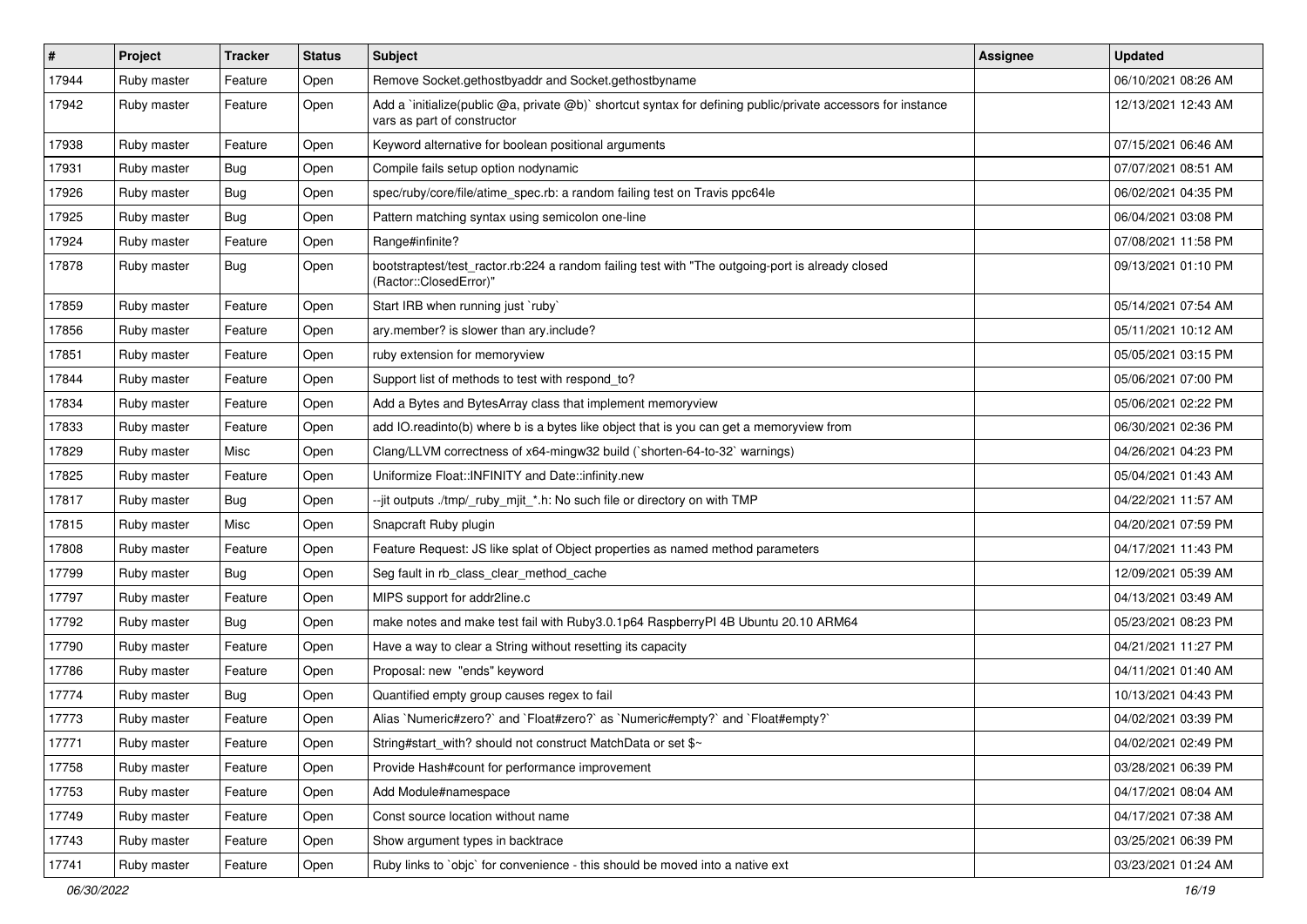| # | Project | Tracker | Status | Subject | Assignee | Updated |
|---|---|---|---|---|---|---|
| 17944 | Ruby master | Feature | Open | Remove Socket.gethostbyaddr and Socket.gethostbyname | | 06/10/2021 08:26 AM |
| 17942 | Ruby master | Feature | Open | Add a `initialize(public @a, private @b)` shortcut syntax for defining public/private accessors for instance vars as part of constructor | | 12/13/2021 12:43 AM |
| 17938 | Ruby master | Feature | Open | Keyword alternative for boolean positional arguments | | 07/15/2021 06:46 AM |
| 17931 | Ruby master | Bug | Open | Compile fails setup option nodynamic | | 07/07/2021 08:51 AM |
| 17926 | Ruby master | Bug | Open | spec/ruby/core/file/atime_spec.rb: a random failing test on Travis ppc64le | | 06/02/2021 04:35 PM |
| 17925 | Ruby master | Bug | Open | Pattern matching syntax using semicolon one-line | | 06/04/2021 03:08 PM |
| 17924 | Ruby master | Feature | Open | Range#infinite? | | 07/08/2021 11:58 PM |
| 17878 | Ruby master | Bug | Open | bootstraptest/test_ractor.rb:224 a random failing test with "The outgoing-port is already closed (Ractor::ClosedError)" | | 09/13/2021 01:10 PM |
| 17859 | Ruby master | Feature | Open | Start IRB when running just `ruby` | | 05/14/2021 07:54 AM |
| 17856 | Ruby master | Feature | Open | ary.member? is slower than ary.include? | | 05/11/2021 10:12 AM |
| 17851 | Ruby master | Feature | Open | ruby extension for memoryview | | 05/05/2021 03:15 PM |
| 17844 | Ruby master | Feature | Open | Support list of methods to test with respond_to? | | 05/06/2021 07:00 PM |
| 17834 | Ruby master | Feature | Open | Add a Bytes and BytesArray class that implement memoryview | | 05/06/2021 02:22 PM |
| 17833 | Ruby master | Feature | Open | add IO.readinto(b) where b is a bytes like object that is you can get a memoryview from | | 06/30/2021 02:36 PM |
| 17829 | Ruby master | Misc | Open | Clang/LLVM correctness of x64-mingw32 build (`shorten-64-to-32` warnings) | | 04/26/2021 04:23 PM |
| 17825 | Ruby master | Feature | Open | Uniformize Float::INFINITY and Date::infinity.new | | 05/04/2021 01:43 AM |
| 17817 | Ruby master | Bug | Open | --jit outputs ./tmp/_ruby_mjit_*.h: No such file or directory on with TMP | | 04/22/2021 11:57 AM |
| 17815 | Ruby master | Misc | Open | Snapcraft Ruby plugin | | 04/20/2021 07:59 PM |
| 17808 | Ruby master | Feature | Open | Feature Request: JS like splat of Object properties as named method parameters | | 04/17/2021 11:43 PM |
| 17799 | Ruby master | Bug | Open | Seg fault in rb_class_clear_method_cache | | 12/09/2021 05:39 AM |
| 17797 | Ruby master | Feature | Open | MIPS support for addr2line.c | | 04/13/2021 03:49 AM |
| 17792 | Ruby master | Bug | Open | make notes and make test fail with Ruby3.0.1p64 RaspberryPI 4B Ubuntu 20.10 ARM64 | | 05/23/2021 08:23 PM |
| 17790 | Ruby master | Feature | Open | Have a way to clear a String without resetting its capacity | | 04/21/2021 11:27 PM |
| 17786 | Ruby master | Feature | Open | Proposal: new "ends" keyword | | 04/11/2021 01:40 AM |
| 17774 | Ruby master | Bug | Open | Quantified empty group causes regex to fail | | 10/13/2021 04:43 PM |
| 17773 | Ruby master | Feature | Open | Alias `Numeric#zero?` and `Float#zero?` as `Numeric#empty?` and `Float#empty?` | | 04/02/2021 03:39 PM |
| 17771 | Ruby master | Feature | Open | String#start_with? should not construct MatchData or set $~ | | 04/02/2021 02:49 PM |
| 17758 | Ruby master | Feature | Open | Provide Hash#count for performance improvement | | 03/28/2021 06:39 PM |
| 17753 | Ruby master | Feature | Open | Add Module#namespace | | 04/17/2021 08:04 AM |
| 17749 | Ruby master | Feature | Open | Const source location without name | | 04/17/2021 07:38 AM |
| 17743 | Ruby master | Feature | Open | Show argument types in backtrace | | 03/25/2021 06:39 PM |
| 17741 | Ruby master | Feature | Open | Ruby links to `objc` for convenience - this should be moved into a native ext | | 03/23/2021 01:24 AM |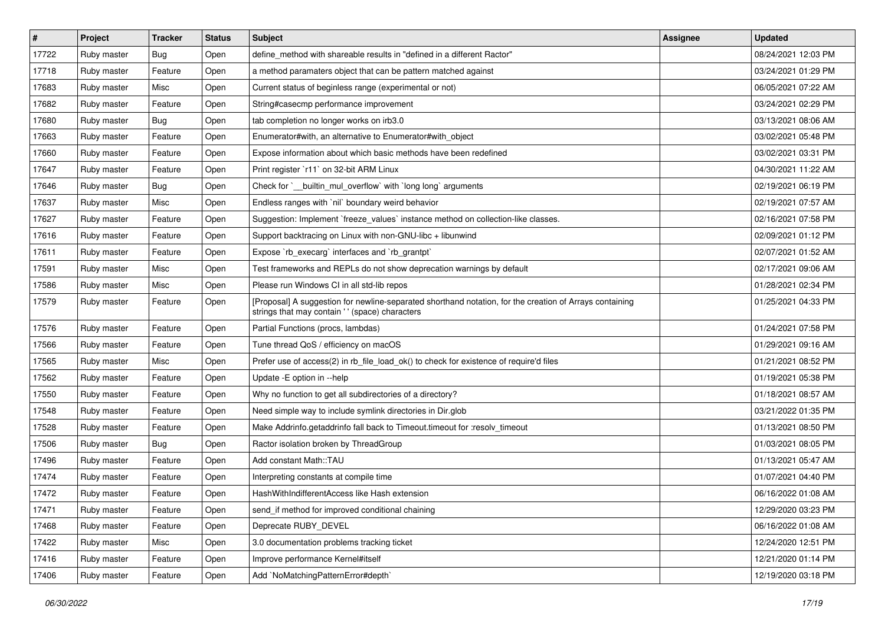| # | Project | Tracker | Status | Subject | Assignee | Updated |
| --- | --- | --- | --- | --- | --- | --- |
| 17722 | Ruby master | Bug | Open | define_method with shareable results in "defined in a different Ractor" | | 08/24/2021 12:03 PM |
| 17718 | Ruby master | Feature | Open | a method paramaters object that can be pattern matched against | | 03/24/2021 01:29 PM |
| 17683 | Ruby master | Misc | Open | Current status of beginless range (experimental or not) | | 06/05/2021 07:22 AM |
| 17682 | Ruby master | Feature | Open | String#casecmp performance improvement | | 03/24/2021 02:29 PM |
| 17680 | Ruby master | Bug | Open | tab completion no longer works on irb3.0 | | 03/13/2021 08:06 AM |
| 17663 | Ruby master | Feature | Open | Enumerator#with, an alternative to Enumerator#with_object | | 03/02/2021 05:48 PM |
| 17660 | Ruby master | Feature | Open | Expose information about which basic methods have been redefined | | 03/02/2021 03:31 PM |
| 17647 | Ruby master | Feature | Open | Print register `r11` on 32-bit ARM Linux | | 04/30/2021 11:22 AM |
| 17646 | Ruby master | Bug | Open | Check for `__builtin_mul_overflow` with `long long` arguments | | 02/19/2021 06:19 PM |
| 17637 | Ruby master | Misc | Open | Endless ranges with `nil` boundary weird behavior | | 02/19/2021 07:57 AM |
| 17627 | Ruby master | Feature | Open | Suggestion: Implement `freeze_values` instance method on collection-like classes. | | 02/16/2021 07:58 PM |
| 17616 | Ruby master | Feature | Open | Support backtracing on Linux with non-GNU-libc + libunwind | | 02/09/2021 01:12 PM |
| 17611 | Ruby master | Feature | Open | Expose `rb_execarg` interfaces and `rb_grantpt` | | 02/07/2021 01:52 AM |
| 17591 | Ruby master | Misc | Open | Test frameworks and REPLs do not show deprecation warnings by default | | 02/17/2021 09:06 AM |
| 17586 | Ruby master | Misc | Open | Please run Windows CI in all std-lib repos | | 01/28/2021 02:34 PM |
| 17579 | Ruby master | Feature | Open | [Proposal] A suggestion for newline-separated shorthand notation, for the creation of Arrays containing strings that may contain ' ' (space) characters | | 01/25/2021 04:33 PM |
| 17576 | Ruby master | Feature | Open | Partial Functions (procs, lambdas) | | 01/24/2021 07:58 PM |
| 17566 | Ruby master | Feature | Open | Tune thread QoS / efficiency on macOS | | 01/29/2021 09:16 AM |
| 17565 | Ruby master | Misc | Open | Prefer use of access(2) in rb_file_load_ok() to check for existence of require'd files | | 01/21/2021 08:52 PM |
| 17562 | Ruby master | Feature | Open | Update -E option in --help | | 01/19/2021 05:38 PM |
| 17550 | Ruby master | Feature | Open | Why no function to get all subdirectories of a directory? | | 01/18/2021 08:57 AM |
| 17548 | Ruby master | Feature | Open | Need simple way to include symlink directories in Dir.glob | | 03/21/2022 01:35 PM |
| 17528 | Ruby master | Feature | Open | Make Addrinfo.getaddrinfo fall back to Timeout.timeout for :resolv_timeout | | 01/13/2021 08:50 PM |
| 17506 | Ruby master | Bug | Open | Ractor isolation broken by ThreadGroup | | 01/03/2021 08:05 PM |
| 17496 | Ruby master | Feature | Open | Add constant Math::TAU | | 01/13/2021 05:47 AM |
| 17474 | Ruby master | Feature | Open | Interpreting constants at compile time | | 01/07/2021 04:40 PM |
| 17472 | Ruby master | Feature | Open | HashWithIndifferentAccess like Hash extension | | 06/16/2022 01:08 AM |
| 17471 | Ruby master | Feature | Open | send_if method for improved conditional chaining | | 12/29/2020 03:23 PM |
| 17468 | Ruby master | Feature | Open | Deprecate RUBY_DEVEL | | 06/16/2022 01:08 AM |
| 17422 | Ruby master | Misc | Open | 3.0 documentation problems tracking ticket | | 12/24/2020 12:51 PM |
| 17416 | Ruby master | Feature | Open | Improve performance Kernel#itself | | 12/21/2020 01:14 PM |
| 17406 | Ruby master | Feature | Open | Add `NoMatchingPatternError#depth` | | 12/19/2020 03:18 PM |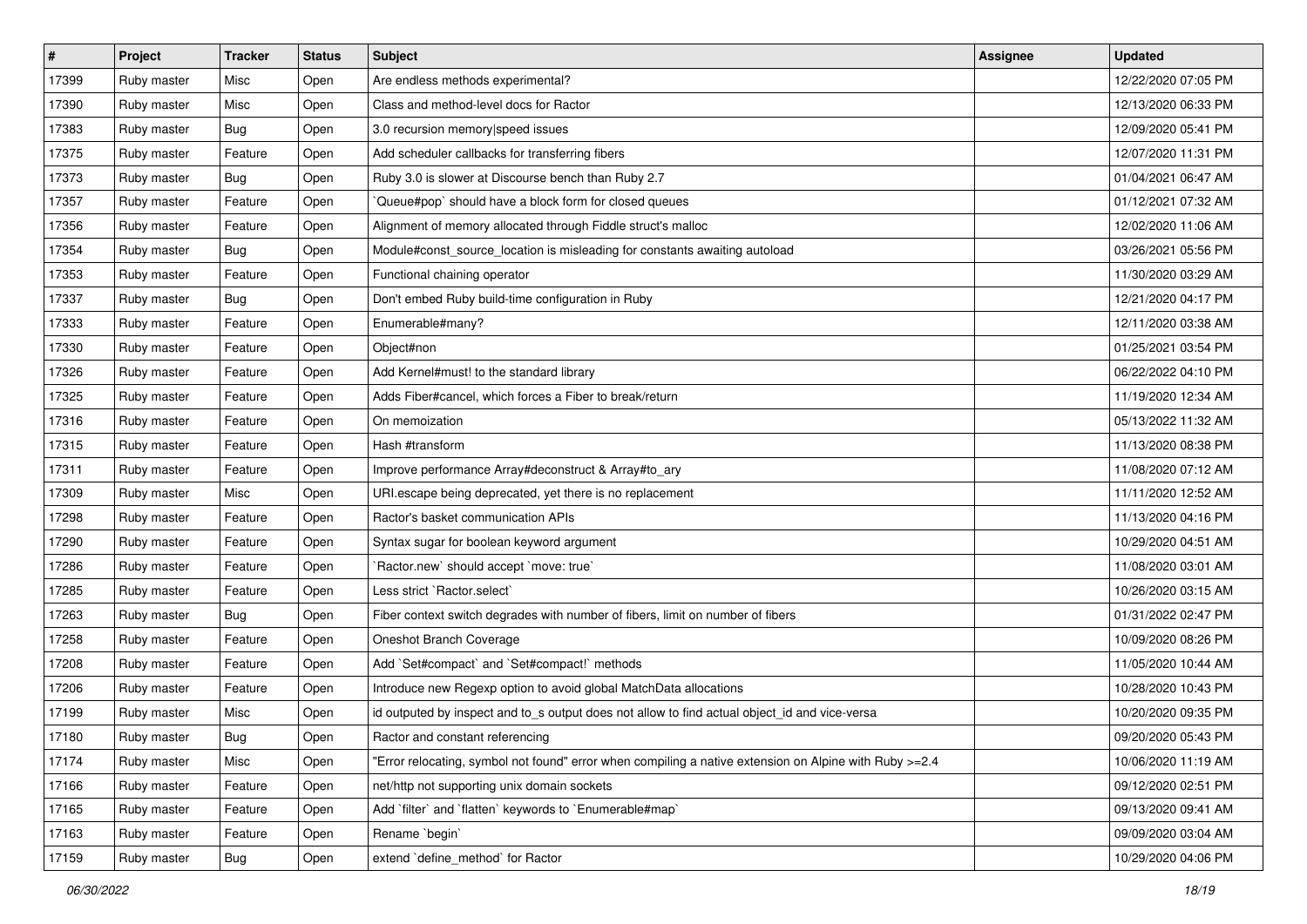| # | Project | Tracker | Status | Subject | Assignee | Updated |
|---|---|---|---|---|---|---|
| 17399 | Ruby master | Misc | Open | Are endless methods experimental? | | 12/22/2020 07:05 PM |
| 17390 | Ruby master | Misc | Open | Class and method-level docs for Ractor | | 12/13/2020 06:33 PM |
| 17383 | Ruby master | Bug | Open | 3.0 recursion memory\|speed issues | | 12/09/2020 05:41 PM |
| 17375 | Ruby master | Feature | Open | Add scheduler callbacks for transferring fibers | | 12/07/2020 11:31 PM |
| 17373 | Ruby master | Bug | Open | Ruby 3.0 is slower at Discourse bench than Ruby 2.7 | | 01/04/2021 06:47 AM |
| 17357 | Ruby master | Feature | Open | `Queue#pop` should have a block form for closed queues | | 01/12/2021 07:32 AM |
| 17356 | Ruby master | Feature | Open | Alignment of memory allocated through Fiddle struct's malloc | | 12/02/2020 11:06 AM |
| 17354 | Ruby master | Bug | Open | Module#const_source_location is misleading for constants awaiting autoload | | 03/26/2021 05:56 PM |
| 17353 | Ruby master | Feature | Open | Functional chaining operator | | 11/30/2020 03:29 AM |
| 17337 | Ruby master | Bug | Open | Don't embed Ruby build-time configuration in Ruby | | 12/21/2020 04:17 PM |
| 17333 | Ruby master | Feature | Open | Enumerable#many? | | 12/11/2020 03:38 AM |
| 17330 | Ruby master | Feature | Open | Object#non | | 01/25/2021 03:54 PM |
| 17326 | Ruby master | Feature | Open | Add Kernel#must! to the standard library | | 06/22/2022 04:10 PM |
| 17325 | Ruby master | Feature | Open | Adds Fiber#cancel, which forces a Fiber to break/return | | 11/19/2020 12:34 AM |
| 17316 | Ruby master | Feature | Open | On memoization | | 05/13/2022 11:32 AM |
| 17315 | Ruby master | Feature | Open | Hash #transform | | 11/13/2020 08:38 PM |
| 17311 | Ruby master | Feature | Open | Improve performance Array#deconstruct & Array#to_ary | | 11/08/2020 07:12 AM |
| 17309 | Ruby master | Misc | Open | URI.escape being deprecated, yet there is no replacement | | 11/11/2020 12:52 AM |
| 17298 | Ruby master | Feature | Open | Ractor's basket communication APIs | | 11/13/2020 04:16 PM |
| 17290 | Ruby master | Feature | Open | Syntax sugar for boolean keyword argument | | 10/29/2020 04:51 AM |
| 17286 | Ruby master | Feature | Open | `Ractor.new` should accept `move: true` | | 11/08/2020 03:01 AM |
| 17285 | Ruby master | Feature | Open | Less strict `Ractor.select` | | 10/26/2020 03:15 AM |
| 17263 | Ruby master | Bug | Open | Fiber context switch degrades with number of fibers, limit on number of fibers | | 01/31/2022 02:47 PM |
| 17258 | Ruby master | Feature | Open | Oneshot Branch Coverage | | 10/09/2020 08:26 PM |
| 17208 | Ruby master | Feature | Open | Add `Set#compact` and `Set#compact!` methods | | 11/05/2020 10:44 AM |
| 17206 | Ruby master | Feature | Open | Introduce new Regexp option to avoid global MatchData allocations | | 10/28/2020 10:43 PM |
| 17199 | Ruby master | Misc | Open | id outputed by inspect and to_s output does not allow to find actual object_id and vice-versa | | 10/20/2020 09:35 PM |
| 17180 | Ruby master | Bug | Open | Ractor and constant referencing | | 09/20/2020 05:43 PM |
| 17174 | Ruby master | Misc | Open | "Error relocating, symbol not found" error when compiling a native extension on Alpine with Ruby >=2.4 | | 10/06/2020 11:19 AM |
| 17166 | Ruby master | Feature | Open | net/http not supporting unix domain sockets | | 09/12/2020 02:51 PM |
| 17165 | Ruby master | Feature | Open | Add `filter` and `flatten` keywords to `Enumerable#map` | | 09/13/2020 09:41 AM |
| 17163 | Ruby master | Feature | Open | Rename `begin` | | 09/09/2020 03:04 AM |
| 17159 | Ruby master | Bug | Open | extend `define_method` for Ractor | | 10/29/2020 04:06 PM |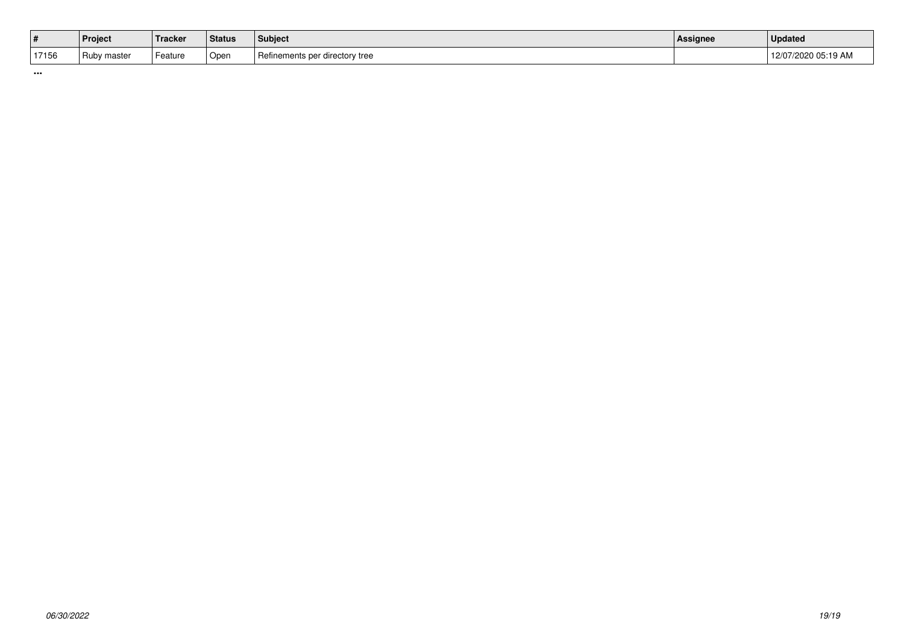| # | Project | Tracker | Status | Subject | Assignee | Updated |
| --- | --- | --- | --- | --- | --- | --- |
| 17156 | Ruby master | Feature | Open | Refinements per directory tree | | 12/07/2020 05:19 AM |

...